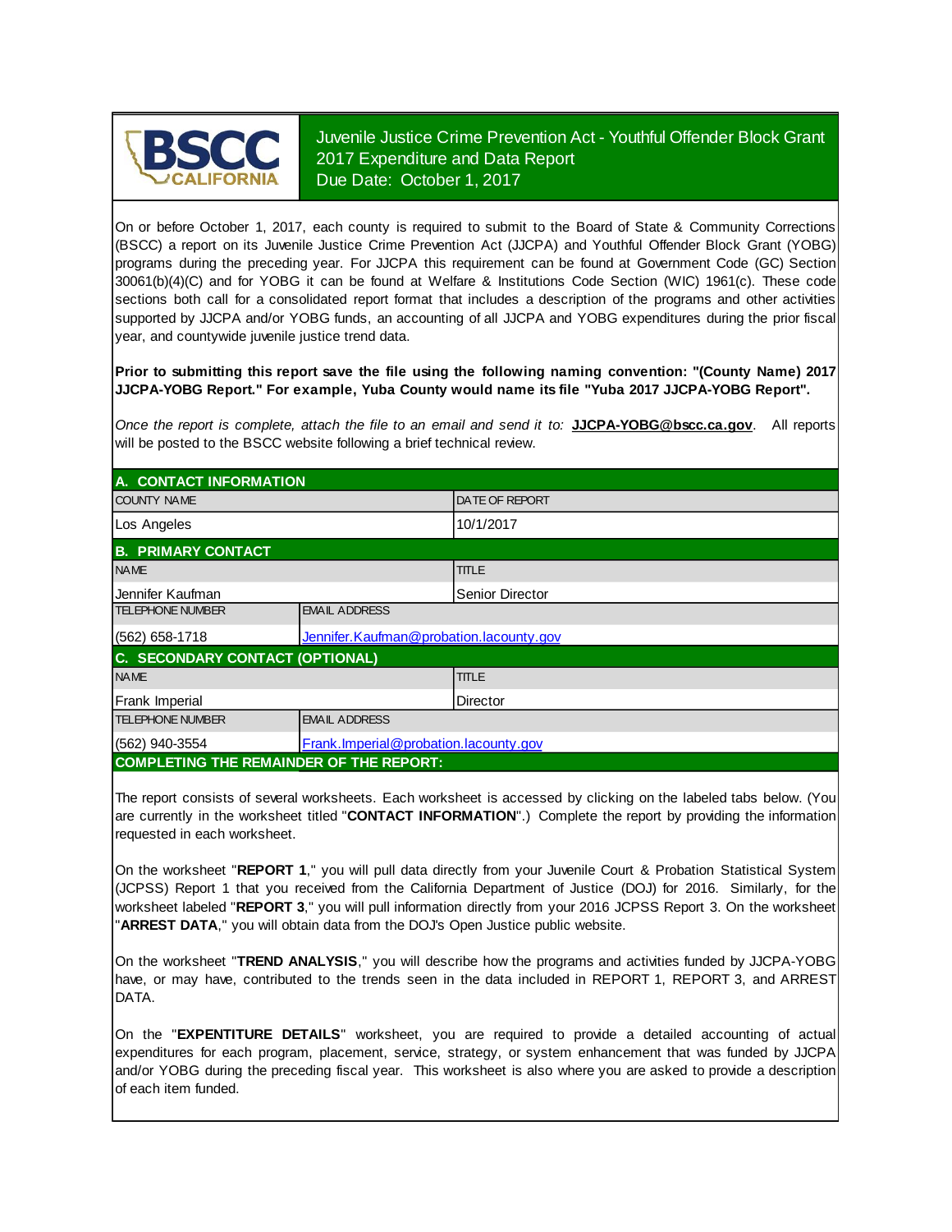# Juvenile Justice Crime Prevention Act - Youthful Offender Block Grant
## 2017 Expenditure and Data Report
## Due Date: October 1, 2017

On or before October 1, 2017, each county is required to submit to the Board of State & Community Corrections (BSCC) a report on its Juvenile Justice Crime Prevention Act (JJCPA) and Youthful Offender Block Grant (YOBG) programs during the preceding year. For JJCPA this requirement can be found at Government Code (GC) Section 30061(b)(4)(C) and for YOBG it can be found at Welfare & Institutions Code Section (WIC) 1961(c). These code sections both call for a consolidated report format that includes a description of the programs and other activities supported by JJCPA and/or YOBG funds, an accounting of all JJCPA and YOBG expenditures during the prior fiscal year, and countywide juvenile justice trend data.

**Prior to submitting this report save the file using the following naming convention: "(County Name) 2017 JJCPA-YOBG Report." For example, Yuba County would name its file "Yuba 2017 JJCPA-YOBG Report".**

*Once the report is complete, attach the file to an email and send it to:* **JJCPA-YOBG@bscc.ca.gov**. All reports will be posted to the BSCC website following a brief technical review.

### A. CONTACT INFORMATION

| COUNTY NAME | DATE OF REPORT |
|---|---|
| Los Angeles | 10/1/2017 |

### B. PRIMARY CONTACT

| NAME | TITLE |
|---|---|
| Jennifer Kaufman | Senior Director |

| TELEPHONE NUMBER | EMAIL ADDRESS |
|---|---|
| (562) 658-1718 | Jennifer.Kaufman@probation.lacounty.gov |

### C. SECONDARY CONTACT (OPTIONAL)

| NAME | TITLE |
|---|---|
| Frank Imperial | Director |

| TELEPHONE NUMBER | EMAIL ADDRESS |
|---|---|
| (562) 940-3554 | Frank.Imperial@probation.lacounty.gov |

### COMPLETING THE REMAINDER OF THE REPORT:

The report consists of several worksheets. Each worksheet is accessed by clicking on the labeled tabs below. (You are currently in the worksheet titled "**CONTACT INFORMATION**".) Complete the report by providing the information requested in each worksheet.

On the worksheet "**REPORT 1**," you will pull data directly from your Juvenile Court & Probation Statistical System (JCPSS) Report 1 that you received from the California Department of Justice (DOJ) for 2016. Similarly, for the worksheet labeled "**REPORT 3**," you will pull information directly from your 2016 JCPSS Report 3. On the worksheet "**ARREST DATA**," you will obtain data from the DOJ's Open Justice public website.

On the worksheet "**TREND ANALYSIS**," you will describe how the programs and activities funded by JJCPA-YOBG have, or may have, contributed to the trends seen in the data included in REPORT 1, REPORT 3, and ARREST DATA.

On the "**EXPENTITURE DETAILS**" worksheet, you are required to provide a detailed accounting of actual expenditures for each program, placement, service, strategy, or system enhancement that was funded by JJCPA and/or YOBG during the preceding fiscal year. This worksheet is also where you are asked to provide a description of each item funded.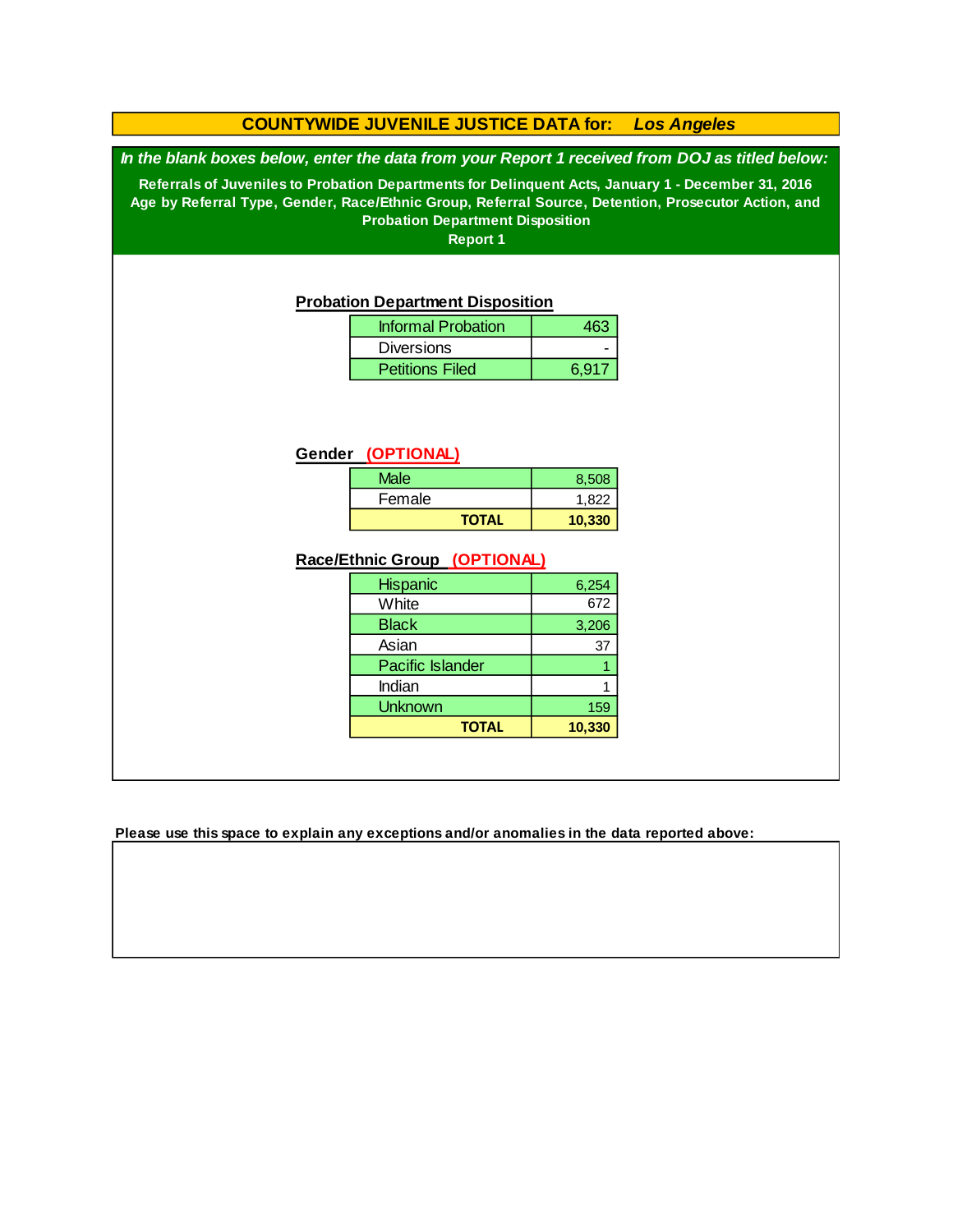# COUNTYWIDE JUVENILE JUSTICE DATA for: *Los Angeles*

***In the blank boxes below, enter the data from your Report 1 received from DOJ as titled below:***

**Referrals of Juveniles to Probation Departments for Delinquent Acts, January 1 - December 31, 2016**
**Age by Referral Type, Gender, Race/Ethnic Group, Referral Source, Detention, Prosecutor Action, and Probation Department Disposition**
**Report 1**

## Probation Department Disposition

| | |
|---|---|
| Informal Probation | 463 |
| Diversions | - |
| Petitions Filed | 6,917 |

## Gender (OPTIONAL)

| | |
|---|---|
| Male | 8,508 |
| Female | 1,822 |
| **TOTAL** | **10,330** |

## Race/Ethnic Group (OPTIONAL)

| | |
|---|---|
| Hispanic | 6,254 |
| White | 672 |
| Black | 3,206 |
| Asian | 37 |
| Pacific Islander | 1 |
| Indian | 1 |
| Unknown | 159 |
| **TOTAL** | **10,330** |

**Please use this space to explain any exceptions and/or anomalies in the data reported above:**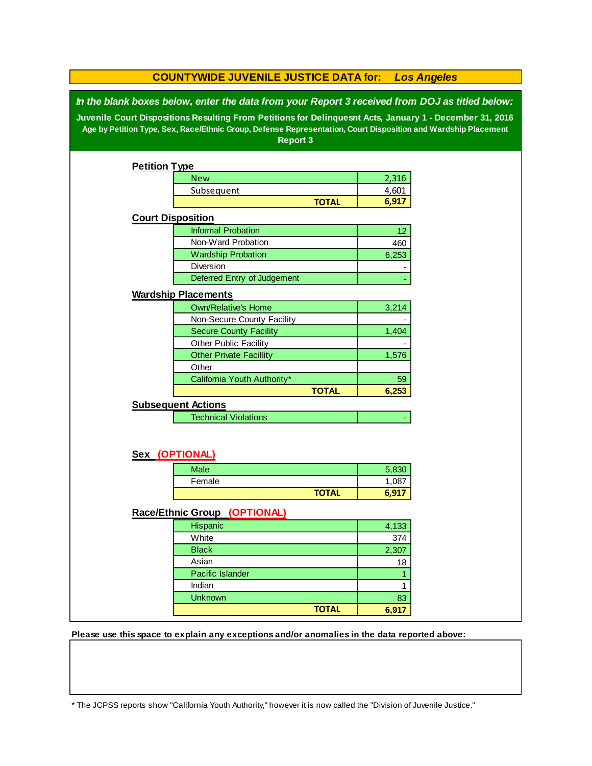# COUNTYWIDE JUVENILE JUSTICE DATA for: *Los Angeles*

***In the blank boxes below, enter the data from your Report 3 received from DOJ as titled below:***

**Juvenile Court Dispositions Resulting From Petitions for Delinquesnt Acts, January 1 - December 31, 2016**

**Age by Petition Type, Sex, Race/Ethnic Group, Defense Representation, Court Disposition and Wardship Placement**

**Report 3**

## Petition Type

| | |
|---|---|
| New | 2,316 |
| Subsequent | 4,601 |
| **TOTAL** | **6,917** |

## Court Disposition

| | |
|---|---|
| Informal Probation | 12 |
| Non-Ward Probation | 460 |
| Wardship Probation | 6,253 |
| Diversion | - |
| Deferred Entry of Judgement | - |

## Wardship Placements

| | |
|---|---|
| Own/Relative's Home | 3,214 |
| Non-Secure County Facility | - |
| Secure County Facility | 1,404 |
| Other Public Facility | - |
| Other Private Facillity | 1,576 |
| Other | |
| California Youth Authority* | 59 |
| **TOTAL** | **6,253** |

## Subsequent Actions

| | |
|---|---|
| Technical Violations | - |

## Sex (OPTIONAL)

| | |
|---|---|
| Male | 5,830 |
| Female | 1,087 |
| **TOTAL** | **6,917** |

## Race/Ethnic Group (OPTIONAL)

| | |
|---|---|
| Hispanic | 4,133 |
| White | 374 |
| Black | 2,307 |
| Asian | 18 |
| Pacific Islander | 1 |
| Indian | 1 |
| Unknown | 83 |
| **TOTAL** | **6,917** |

**Please use this space to explain any exceptions and/or anomalies in the data reported above:**

* The JCPSS reports show "California Youth Authority," however it is now called the "Division of Juvenile Justice."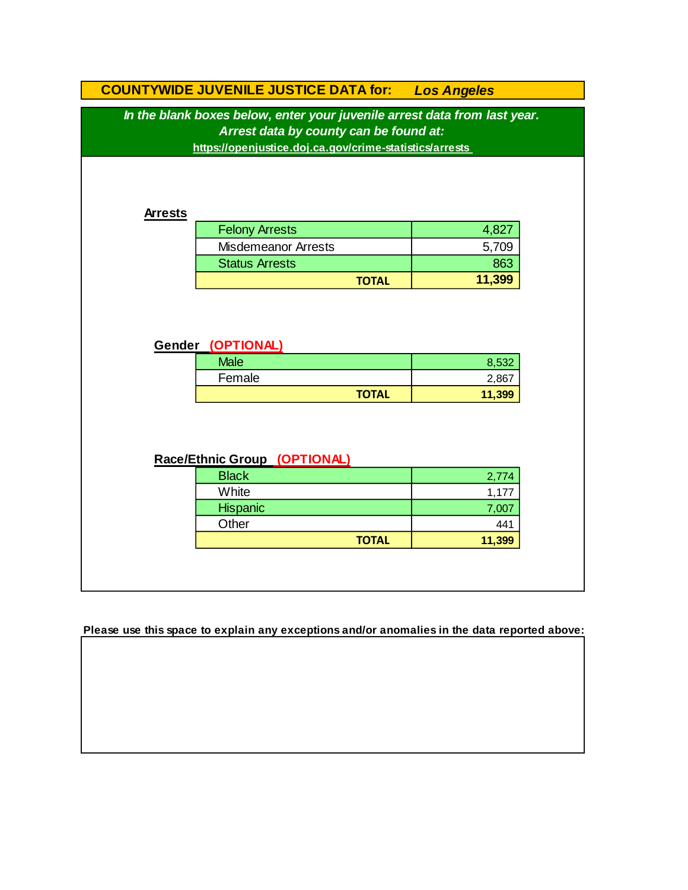## COUNTYWIDE JUVENILE JUSTICE DATA for: *Los Angeles*

***In the blank boxes below, enter your juvenile arrest data from last year.***
***Arrest data by county can be found at:***
**https://openjustice.doj.ca.gov/crime-statistics/arrests**

### Arrests

| | |
|---|---|
| Felony Arrests | 4,827 |
| Misdemeanor Arrests | 5,709 |
| Status Arrests | 863 |
| **TOTAL** | **11,399** |

### Gender (OPTIONAL)

| | |
|---|---|
| Male | 8,532 |
| Female | 2,867 |
| **TOTAL** | **11,399** |

### Race/Ethnic Group (OPTIONAL)

| | |
|---|---|
| Black | 2,774 |
| White | 1,177 |
| Hispanic | 7,007 |
| Other | 441 |
| **TOTAL** | **11,399** |

**Please use this space to explain any exceptions and/or anomalies in the data reported above:**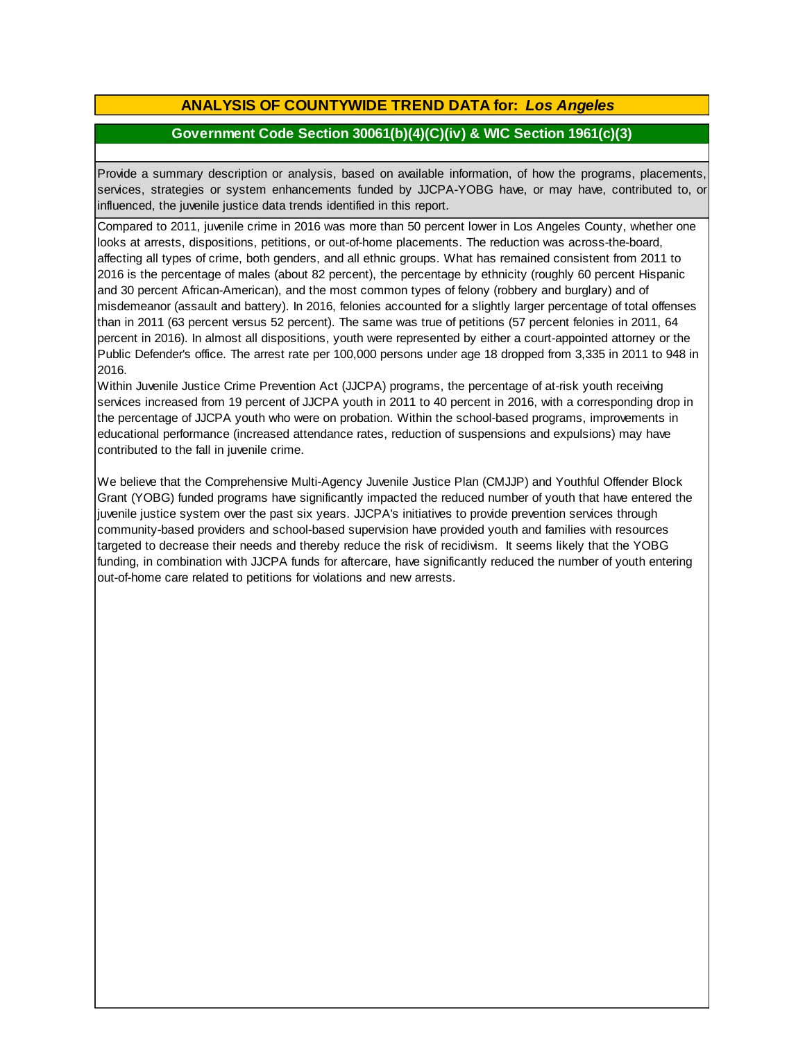## ANALYSIS OF COUNTYWIDE TREND DATA for: *Los Angeles*

### Government Code Section 30061(b)(4)(C)(iv) & WIC Section 1961(c)(3)

Provide a summary description or analysis, based on available information, of how the programs, placements, services, strategies or system enhancements funded by JJCPA-YOBG have, or may have, contributed to, or influenced, the juvenile justice data trends identified in this report.

Compared to 2011, juvenile crime in 2016 was more than 50 percent lower in Los Angeles County, whether one looks at arrests, dispositions, petitions, or out-of-home placements. The reduction was across-the-board, affecting all types of crime, both genders, and all ethnic groups. What has remained consistent from 2011 to 2016 is the percentage of males (about 82 percent), the percentage by ethnicity (roughly 60 percent Hispanic and 30 percent African-American), and the most common types of felony (robbery and burglary) and of misdemeanor (assault and battery). In 2016, felonies accounted for a slightly larger percentage of total offenses than in 2011 (63 percent versus 52 percent). The same was true of petitions (57 percent felonies in 2011, 64 percent in 2016). In almost all dispositions, youth were represented by either a court-appointed attorney or the Public Defender's office. The arrest rate per 100,000 persons under age 18 dropped from 3,335 in 2011 to 948 in 2016.

Within Juvenile Justice Crime Prevention Act (JJCPA) programs, the percentage of at-risk youth receiving services increased from 19 percent of JJCPA youth in 2011 to 40 percent in 2016, with a corresponding drop in the percentage of JJCPA youth who were on probation. Within the school-based programs, improvements in educational performance (increased attendance rates, reduction of suspensions and expulsions) may have contributed to the fall in juvenile crime.

We believe that the Comprehensive Multi-Agency Juvenile Justice Plan (CMJJP) and Youthful Offender Block Grant (YOBG) funded programs have significantly impacted the reduced number of youth that have entered the juvenile justice system over the past six years. JJCPA's initiatives to provide prevention services through community-based providers and school-based supervision have provided youth and families with resources targeted to decrease their needs and thereby reduce the risk of recidivism. It seems likely that the YOBG funding, in combination with JJCPA funds for aftercare, have significantly reduced the number of youth entering out-of-home care related to petitions for violations and new arrests.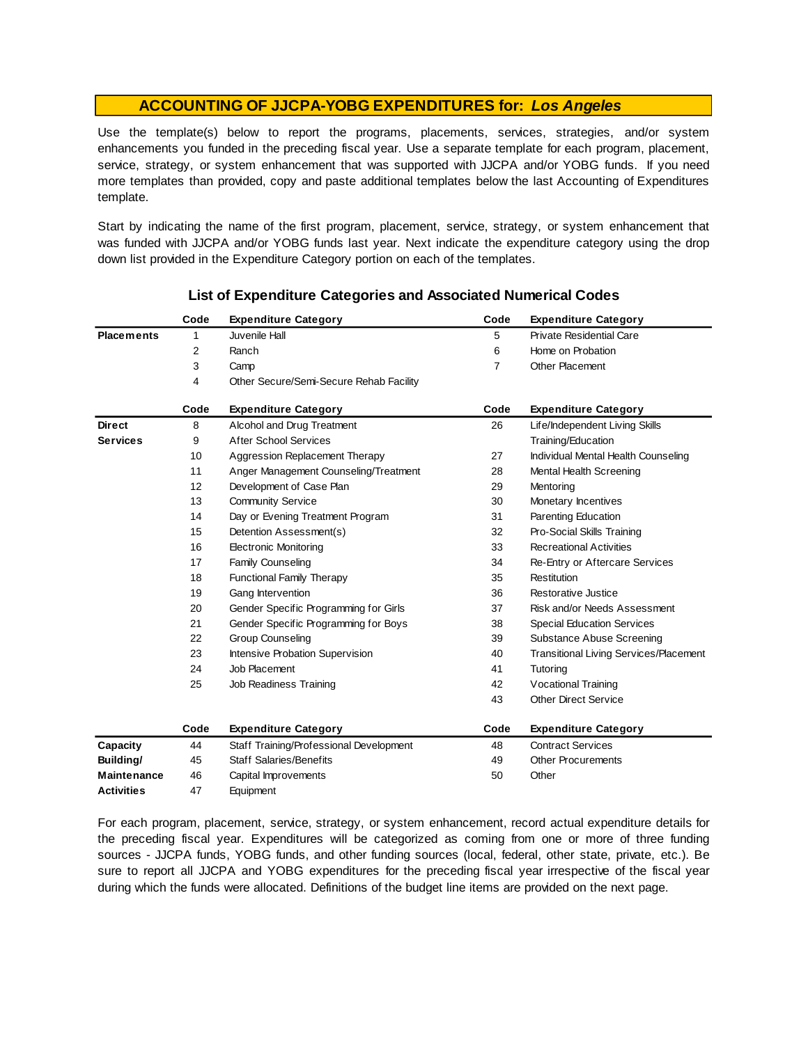## ACCOUNTING OF JJCPA-YOBG EXPENDITURES for: *Los Angeles*

Use the template(s) below to report the programs, placements, services, strategies, and/or system enhancements you funded in the preceding fiscal year. Use a separate template for each program, placement, service, strategy, or system enhancement that was supported with JJCPA and/or YOBG funds. If you need more templates than provided, copy and paste additional templates below the last Accounting of Expenditures template.

Start by indicating the name of the first program, placement, service, strategy, or system enhancement that was funded with JJCPA and/or YOBG funds last year. Next indicate the expenditure category using the drop down list provided in the Expenditure Category portion on each of the templates.

### List of Expenditure Categories and Associated Numerical Codes

| | Code | Expenditure Category | Code | Expenditure Category |
|---|---|---|---|---|
| **Placements** | 1 | Juvenile Hall | 5 | Private Residential Care |
| | 2 | Ranch | 6 | Home on Probation |
| | 3 | Camp | 7 | Other Placement |
| | 4 | Other Secure/Semi-Secure Rehab Facility | | |

| | Code | Expenditure Category | Code | Expenditure Category |
|---|---|---|---|---|
| **Direct Services** | 8 | Alcohol and Drug Treatment | 26 | Life/Independent Living Skills Training/Education |
| | 9 | After School Services | | |
| | 10 | Aggression Replacement Therapy | 27 | Individual Mental Health Counseling |
| | 11 | Anger Management Counseling/Treatment | 28 | Mental Health Screening |
| | 12 | Development of Case Plan | 29 | Mentoring |
| | 13 | Community Service | 30 | Monetary Incentives |
| | 14 | Day or Evening Treatment Program | 31 | Parenting Education |
| | 15 | Detention Assessment(s) | 32 | Pro-Social Skills Training |
| | 16 | Electronic Monitoring | 33 | Recreational Activities |
| | 17 | Family Counseling | 34 | Re-Entry or Aftercare Services |
| | 18 | Functional Family Therapy | 35 | Restitution |
| | 19 | Gang Intervention | 36 | Restorative Justice |
| | 20 | Gender Specific Programming for Girls | 37 | Risk and/or Needs Assessment |
| | 21 | Gender Specific Programming for Boys | 38 | Special Education Services |
| | 22 | Group Counseling | 39 | Substance Abuse Screening |
| | 23 | Intensive Probation Supervision | 40 | Transitional Living Services/Placement |
| | 24 | Job Placement | 41 | Tutoring |
| | 25 | Job Readiness Training | 42 | Vocational Training |
| | | | 43 | Other Direct Service |

| | Code | Expenditure Category | Code | Expenditure Category |
|---|---|---|---|---|
| **Capacity Building/ Maintenance Activities** | 44 | Staff Training/Professional Development | 48 | Contract Services |
| | 45 | Staff Salaries/Benefits | 49 | Other Procurements |
| | 46 | Capital Improvements | 50 | Other |
| | 47 | Equipment | | |

For each program, placement, service, strategy, or system enhancement, record actual expenditure details for the preceding fiscal year. Expenditures will be categorized as coming from one or more of three funding sources - JJCPA funds, YOBG funds, and other funding sources (local, federal, other state, private, etc.). Be sure to report all JJCPA and YOBG expenditures for the preceding fiscal year irrespective of the fiscal year during which the funds were allocated. Definitions of the budget line items are provided on the next page.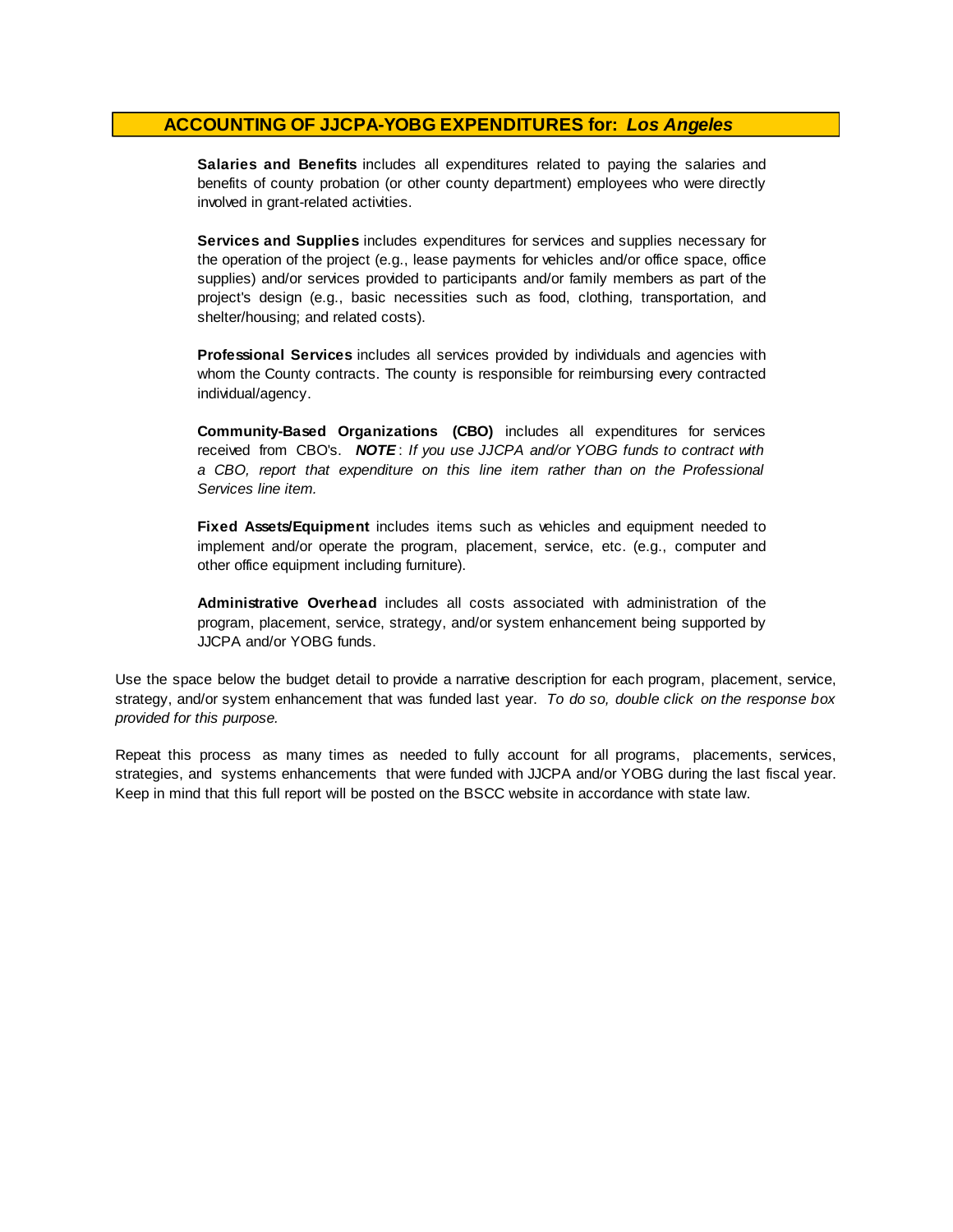## ACCOUNTING OF JJCPA-YOBG EXPENDITURES for: *Los Angeles*

**Salaries and Benefits** includes all expenditures related to paying the salaries and benefits of county probation (or other county department) employees who were directly involved in grant-related activities.

**Services and Supplies** includes expenditures for services and supplies necessary for the operation of the project (e.g., lease payments for vehicles and/or office space, office supplies) and/or services provided to participants and/or family members as part of the project's design (e.g., basic necessities such as food, clothing, transportation, and shelter/housing; and related costs).

**Professional Services** includes all services provided by individuals and agencies with whom the County contracts. The county is responsible for reimbursing every contracted individual/agency.

**Community-Based Organizations (CBO)** includes all expenditures for services received from CBO's. ***NOTE***: *If you use JJCPA and/or YOBG funds to contract with a CBO, report that expenditure on this line item rather than on the Professional Services line item.*

**Fixed Assets/Equipment** includes items such as vehicles and equipment needed to implement and/or operate the program, placement, service, etc. (e.g., computer and other office equipment including furniture).

**Administrative Overhead** includes all costs associated with administration of the program, placement, service, strategy, and/or system enhancement being supported by JJCPA and/or YOBG funds.

Use the space below the budget detail to provide a narrative description for each program, placement, service, strategy, and/or system enhancement that was funded last year. *To do so, double click on the response box provided for this purpose.*

Repeat this process as many times as needed to fully account for all programs, placements, services, strategies, and systems enhancements that were funded with JJCPA and/or YOBG during the last fiscal year. Keep in mind that this full report will be posted on the BSCC website in accordance with state law.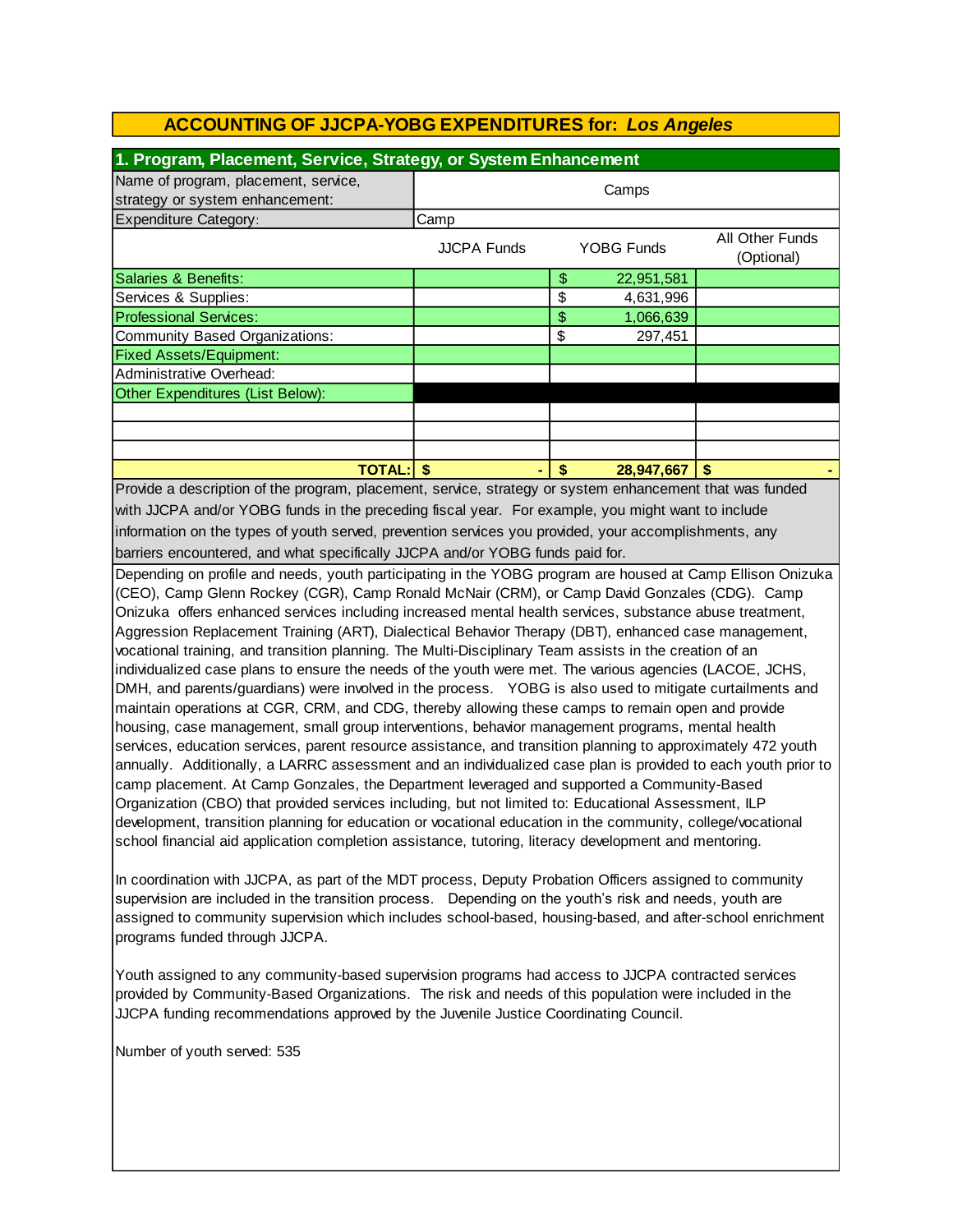# ACCOUNTING OF JJCPA-YOBG EXPENDITURES for: *Los Angeles*

## 1. Program, Placement, Service, Strategy, or System Enhancement

| Name of program, placement, service, strategy or system enhancement: | Camps | | |
|---|---|---|---|
| Expenditure Category: | Camp | | |
| | JJCPA Funds | YOBG Funds | All Other Funds (Optional) |
| Salaries & Benefits: | | $ 22,951,581 | |
| Services & Supplies: | | $ 4,631,996 | |
| Professional Services: | | $ 1,066,639 | |
| Community Based Organizations: | | $ 297,451 | |
| Fixed Assets/Equipment: | | | |
| Administrative Overhead: | | | |
| Other Expenditures (List Below): | | | |
| | | | |
| | | | |
| | | | |
| **TOTAL:** | **$ -** | **$ 28,947,667** | **$ -** |

Provide a description of the program, placement, service, strategy or system enhancement that was funded with JJCPA and/or YOBG funds in the preceding fiscal year. For example, you might want to include information on the types of youth served, prevention services you provided, your accomplishments, any barriers encountered, and what specifically JJCPA and/or YOBG funds paid for.

Depending on profile and needs, youth participating in the YOBG program are housed at Camp Ellison Onizuka (CEO), Camp Glenn Rockey (CGR), Camp Ronald McNair (CRM), or Camp David Gonzales (CDG). Camp Onizuka offers enhanced services including increased mental health services, substance abuse treatment, Aggression Replacement Training (ART), Dialectical Behavior Therapy (DBT), enhanced case management, vocational training, and transition planning. The Multi-Disciplinary Team assists in the creation of an individualized case plans to ensure the needs of the youth were met. The various agencies (LACOE, JCHS, DMH, and parents/guardians) were involved in the process. YOBG is also used to mitigate curtailments and maintain operations at CGR, CRM, and CDG, thereby allowing these camps to remain open and provide housing, case management, small group interventions, behavior management programs, mental health services, education services, parent resource assistance, and transition planning to approximately 472 youth annually. Additionally, a LARRC assessment and an individualized case plan is provided to each youth prior to camp placement. At Camp Gonzales, the Department leveraged and supported a Community-Based Organization (CBO) that provided services including, but not limited to: Educational Assessment, ILP development, transition planning for education or vocational education in the community, college/vocational school financial aid application completion assistance, tutoring, literacy development and mentoring.

In coordination with JJCPA, as part of the MDT process, Deputy Probation Officers assigned to community supervision are included in the transition process. Depending on the youth's risk and needs, youth are assigned to community supervision which includes school-based, housing-based, and after-school enrichment programs funded through JJCPA.

Youth assigned to any community-based supervision programs had access to JJCPA contracted services provided by Community-Based Organizations. The risk and needs of this population were included in the JJCPA funding recommendations approved by the Juvenile Justice Coordinating Council.

Number of youth served: 535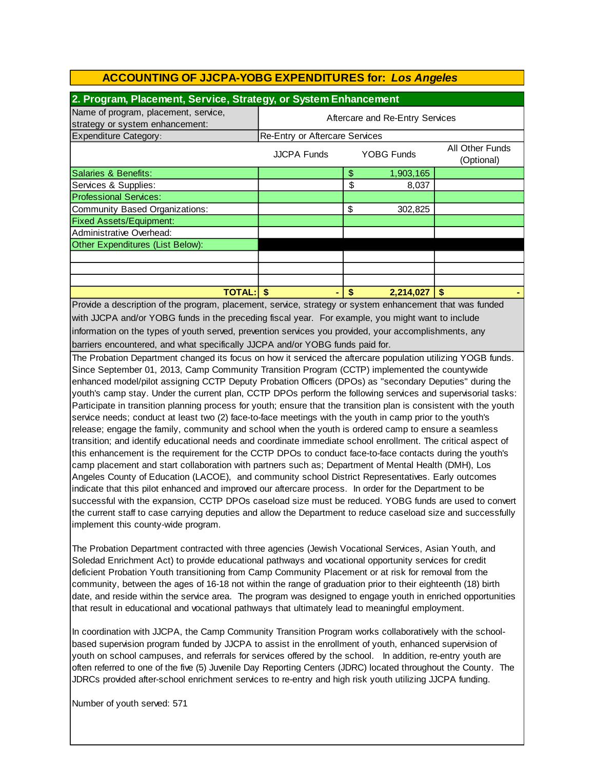## ACCOUNTING OF JJCPA-YOBG EXPENDITURES for: *Los Angeles*

### 2. Program, Placement, Service, Strategy, or System Enhancement

| Name of program, placement, service, strategy or system enhancement: | Aftercare and Re-Entry Services | | |
|---|---|---|---|
| Expenditure Category: | Re-Entry or Aftercare Services | | |
| | JJCPA Funds | YOBG Funds | All Other Funds (Optional) |
| Salaries & Benefits: | | $ 1,903,165 | |
| Services & Supplies: | | $ 8,037 | |
| Professional Services: | | | |
| Community Based Organizations: | | $ 302,825 | |
| Fixed Assets/Equipment: | | | |
| Administrative Overhead: | | | |
| Other Expenditures (List Below): | | | |
| | | | |
| | | | |
| | | | |
| **TOTAL:** | **$ -** | **$ 2,214,027** | **$ -** |

Provide a description of the program, placement, service, strategy or system enhancement that was funded with JJCPA and/or YOBG funds in the preceding fiscal year. For example, you might want to include information on the types of youth served, prevention services you provided, your accomplishments, any barriers encountered, and what specifically JJCPA and/or YOBG funds paid for.

The Probation Department changed its focus on how it serviced the aftercare population utilizing YOGB funds. Since September 01, 2013, Camp Community Transition Program (CCTP) implemented the countywide enhanced model/pilot assigning CCTP Deputy Probation Officers (DPOs) as "secondary Deputies" during the youth's camp stay. Under the current plan, CCTP DPOs perform the following services and supervisorial tasks: Participate in transition planning process for youth; ensure that the transition plan is consistent with the youth service needs; conduct at least two (2) face-to-face meetings with the youth in camp prior to the youth's release; engage the family, community and school when the youth is ordered camp to ensure a seamless transition; and identify educational needs and coordinate immediate school enrollment. The critical aspect of this enhancement is the requirement for the CCTP DPOs to conduct face-to-face contacts during the youth's camp placement and start collaboration with partners such as; Department of Mental Health (DMH), Los Angeles County of Education (LACOE), and community school District Representatives. Early outcomes indicate that this pilot enhanced and improved our aftercare process. In order for the Department to be successful with the expansion, CCTP DPOs caseload size must be reduced. YOBG funds are used to convert the current staff to case carrying deputies and allow the Department to reduce caseload size and successfully implement this county-wide program.

The Probation Department contracted with three agencies (Jewish Vocational Services, Asian Youth, and Soledad Enrichment Act) to provide educational pathways and vocational opportunity services for credit deficient Probation Youth transitioning from Camp Community Placement or at risk for removal from the community, between the ages of 16-18 not within the range of graduation prior to their eighteenth (18) birth date, and reside within the service area. The program was designed to engage youth in enriched opportunities that result in educational and vocational pathways that ultimately lead to meaningful employment.

In coordination with JJCPA, the Camp Community Transition Program works collaboratively with the school-based supervision program funded by JJCPA to assist in the enrollment of youth, enhanced supervision of youth on school campuses, and referrals for services offered by the school. In addition, re-entry youth are often referred to one of the five (5) Juvenile Day Reporting Centers (JDRC) located throughout the County. The JDRCs provided after-school enrichment services to re-entry and high risk youth utilizing JJCPA funding.

Number of youth served: 571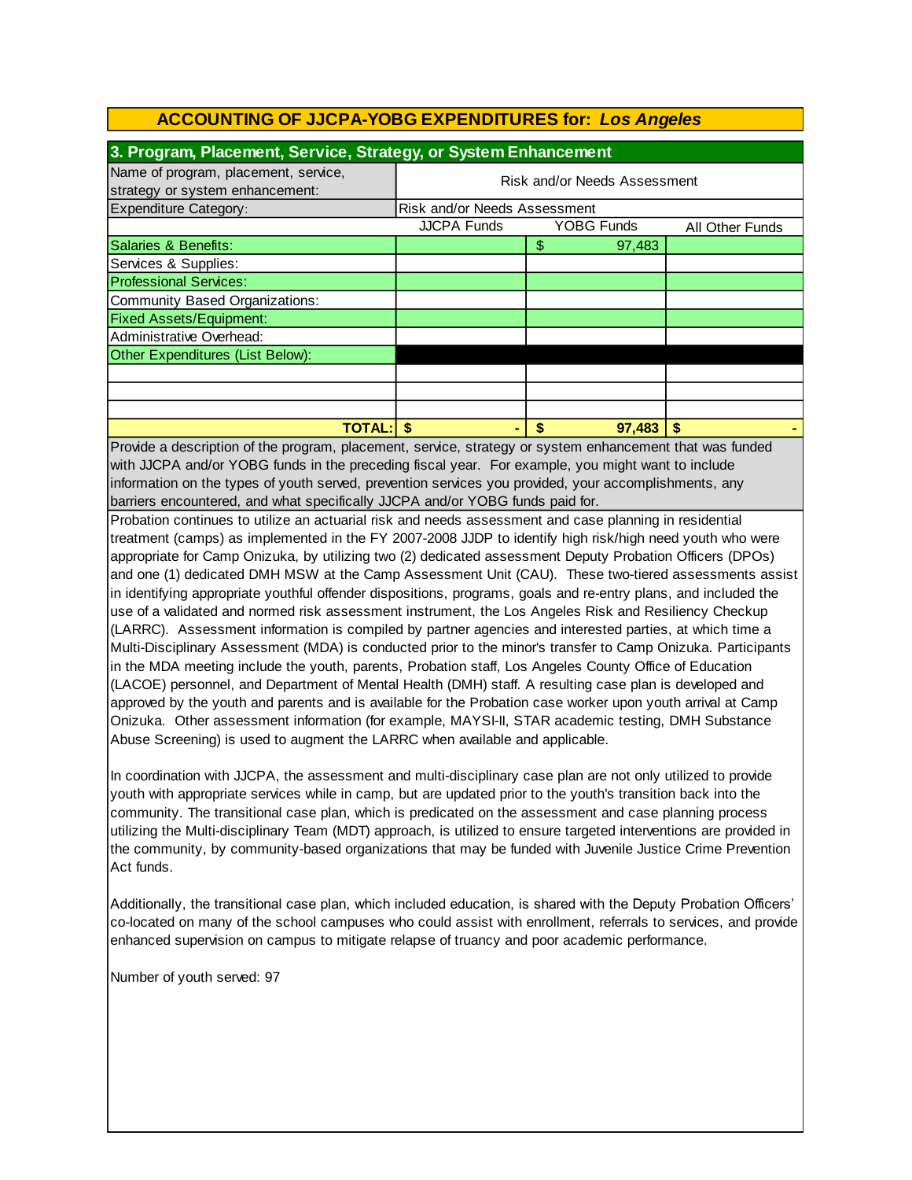## ACCOUNTING OF JJCPA-YOBG EXPENDITURES for: *Los Angeles*

### 3. Program, Placement, Service, Strategy, or System Enhancement

| Name of program, placement, service, strategy or system enhancement: | Risk and/or Needs Assessment | | |
|---|---|---|---|
| Expenditure Category: | Risk and/or Needs Assessment | | |
| | JJCPA Funds | YOBG Funds | All Other Funds |
| Salaries & Benefits: | | $ 97,483 | |
| Services & Supplies: | | | |
| Professional Services: | | | |
| Community Based Organizations: | | | |
| Fixed Assets/Equipment: | | | |
| Administrative Overhead: | | | |
| Other Expenditures (List Below): | | | |
| | | | |
| | | | |
| | | | |
| **TOTAL:** | **$ -** | **$ 97,483** | **$ -** |

Provide a description of the program, placement, service, strategy or system enhancement that was funded with JJCPA and/or YOBG funds in the preceding fiscal year. For example, you might want to include information on the types of youth served, prevention services you provided, your accomplishments, any barriers encountered, and what specifically JJCPA and/or YOBG funds paid for.

Probation continues to utilize an actuarial risk and needs assessment and case planning in residential treatment (camps) as implemented in the FY 2007-2008 JJDP to identify high risk/high need youth who were appropriate for Camp Onizuka, by utilizing two (2) dedicated assessment Deputy Probation Officers (DPOs) and one (1) dedicated DMH MSW at the Camp Assessment Unit (CAU). These two-tiered assessments assist in identifying appropriate youthful offender dispositions, programs, goals and re-entry plans, and included the use of a validated and normed risk assessment instrument, the Los Angeles Risk and Resiliency Checkup (LARRC). Assessment information is compiled by partner agencies and interested parties, at which time a Multi-Disciplinary Assessment (MDA) is conducted prior to the minor's transfer to Camp Onizuka. Participants in the MDA meeting include the youth, parents, Probation staff, Los Angeles County Office of Education (LACOE) personnel, and Department of Mental Health (DMH) staff. A resulting case plan is developed and approved by the youth and parents and is available for the Probation case worker upon youth arrival at Camp Onizuka. Other assessment information (for example, MAYSI-II, STAR academic testing, DMH Substance Abuse Screening) is used to augment the LARRC when available and applicable.

In coordination with JJCPA, the assessment and multi-disciplinary case plan are not only utilized to provide youth with appropriate services while in camp, but are updated prior to the youth's transition back into the community. The transitional case plan, which is predicated on the assessment and case planning process utilizing the Multi-disciplinary Team (MDT) approach, is utilized to ensure targeted interventions are provided in the community, by community-based organizations that may be funded with Juvenile Justice Crime Prevention Act funds.

Additionally, the transitional case plan, which included education, is shared with the Deputy Probation Officers' co-located on many of the school campuses who could assist with enrollment, referrals to services, and provide enhanced supervision on campus to mitigate relapse of truancy and poor academic performance.

Number of youth served: 97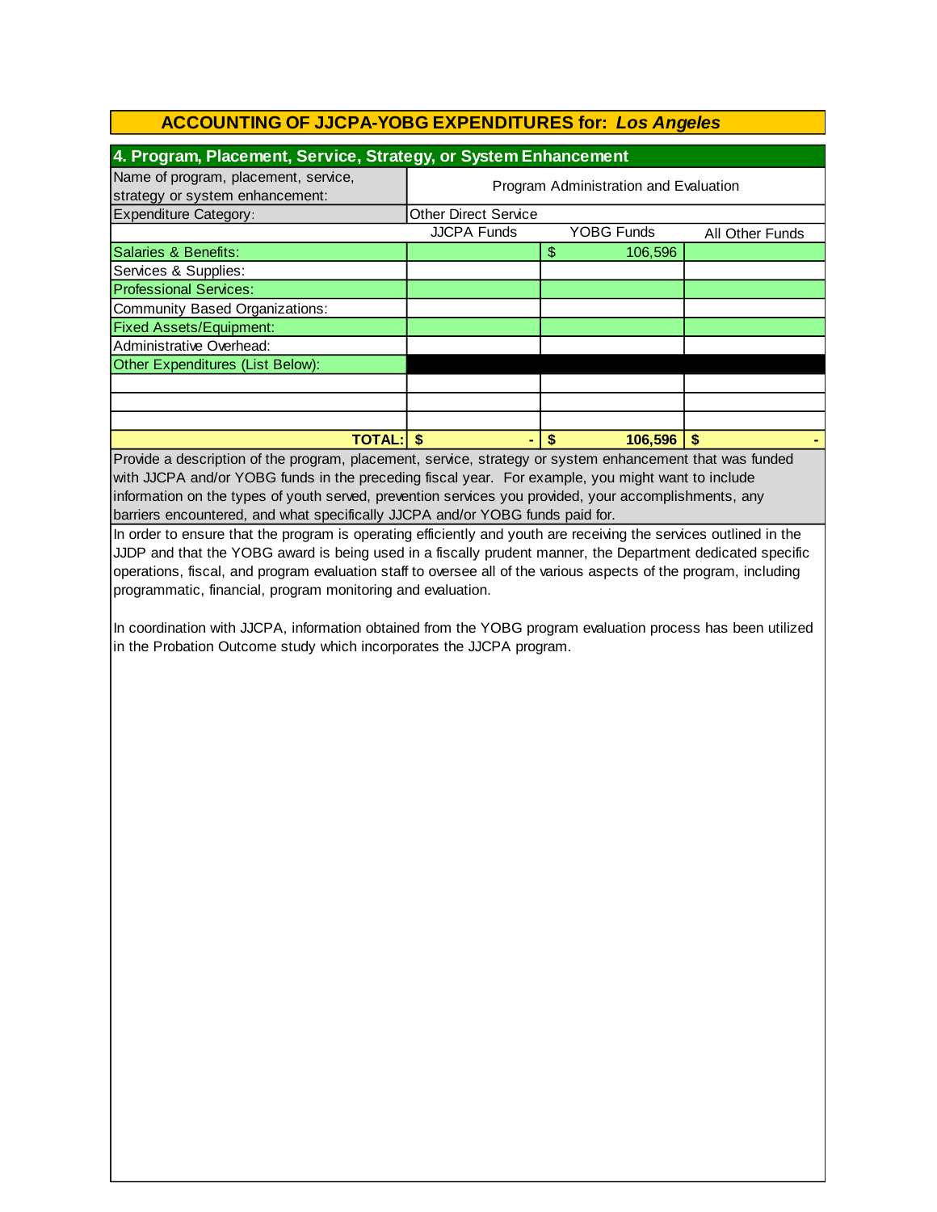## ACCOUNTING OF JJCPA-YOBG EXPENDITURES for: *Los Angeles*

### 4. Program, Placement, Service, Strategy, or System Enhancement

| Name of program, placement, service, strategy or system enhancement: | Program Administration and Evaluation | | |
|---|---|---|---|
| Expenditure Category: | Other Direct Service | | |
| | JJCPA Funds | YOBG Funds | All Other Funds |
| Salaries & Benefits: | | $ 106,596 | |
| Services & Supplies: | | | |
| Professional Services: | | | |
| Community Based Organizations: | | | |
| Fixed Assets/Equipment: | | | |
| Administrative Overhead: | | | |
| Other Expenditures (List Below): | | | |
| | | | |
| | | | |
| | | | |
| **TOTAL:** | **$ -** | **$ 106,596** | **$ -** |

Provide a description of the program, placement, service, strategy or system enhancement that was funded with JJCPA and/or YOBG funds in the preceding fiscal year. For example, you might want to include information on the types of youth served, prevention services you provided, your accomplishments, any barriers encountered, and what specifically JJCPA and/or YOBG funds paid for.

In order to ensure that the program is operating efficiently and youth are receiving the services outlined in the JJDP and that the YOBG award is being used in a fiscally prudent manner, the Department dedicated specific operations, fiscal, and program evaluation staff to oversee all of the various aspects of the program, including programmatic, financial, program monitoring and evaluation.

In coordination with JJCPA, information obtained from the YOBG program evaluation process has been utilized in the Probation Outcome study which incorporates the JJCPA program.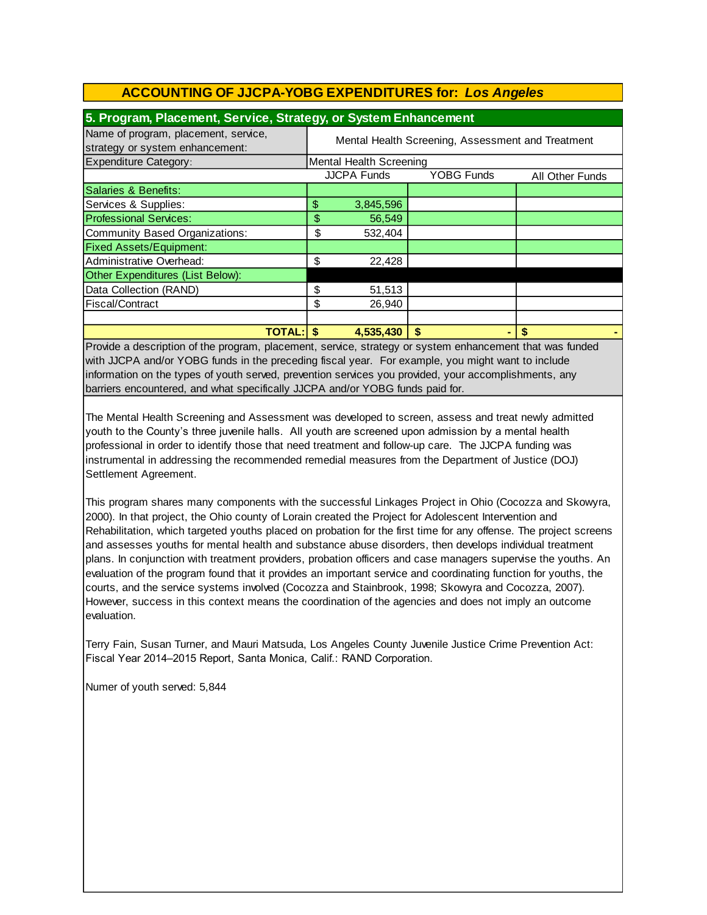## ACCOUNTING OF JJCPA-YOBG EXPENDITURES for: *Los Angeles*

### 5. Program, Placement, Service, Strategy, or System Enhancement

| Name of program, placement, service, strategy or system enhancement: | Mental Health Screening, Assessment and Treatment | | |
|---|---|---|---|
| Expenditure Category: | Mental Health Screening | | |
| | JJCPA Funds | YOBG Funds | All Other Funds |
| Salaries & Benefits: | | | |
| Services & Supplies: | $ 3,845,596 | | |
| Professional Services: | $ 56,549 | | |
| Community Based Organizations: | $ 532,404 | | |
| Fixed Assets/Equipment: | | | |
| Administrative Overhead: | $ 22,428 | | |
| Other Expenditures (List Below): | | | |
| Data Collection (RAND) | $ 51,513 | | |
| Fiscal/Contract | $ 26,940 | | |
| | | | |
| **TOTAL:** | **$ 4,535,430** | **$ -** | **$ -** |

Provide a description of the program, placement, service, strategy or system enhancement that was funded with JJCPA and/or YOBG funds in the preceding fiscal year. For example, you might want to include information on the types of youth served, prevention services you provided, your accomplishments, any barriers encountered, and what specifically JJCPA and/or YOBG funds paid for.

The Mental Health Screening and Assessment was developed to screen, assess and treat newly admitted youth to the County's three juvenile halls. All youth are screened upon admission by a mental health professional in order to identify those that need treatment and follow-up care. The JJCPA funding was instrumental in addressing the recommended remedial measures from the Department of Justice (DOJ) Settlement Agreement.

This program shares many components with the successful Linkages Project in Ohio (Cocozza and Skowyra, 2000). In that project, the Ohio county of Lorain created the Project for Adolescent Intervention and Rehabilitation, which targeted youths placed on probation for the first time for any offense. The project screens and assesses youths for mental health and substance abuse disorders, then develops individual treatment plans. In conjunction with treatment providers, probation officers and case managers supervise the youths. An evaluation of the program found that it provides an important service and coordinating function for youths, the courts, and the service systems involved (Cocozza and Stainbrook, 1998; Skowyra and Cocozza, 2007). However, success in this context means the coordination of the agencies and does not imply an outcome evaluation.

Terry Fain, Susan Turner, and Mauri Matsuda, Los Angeles County Juvenile Justice Crime Prevention Act: Fiscal Year 2014–2015 Report, Santa Monica, Calif.: RAND Corporation.

Numer of youth served: 5,844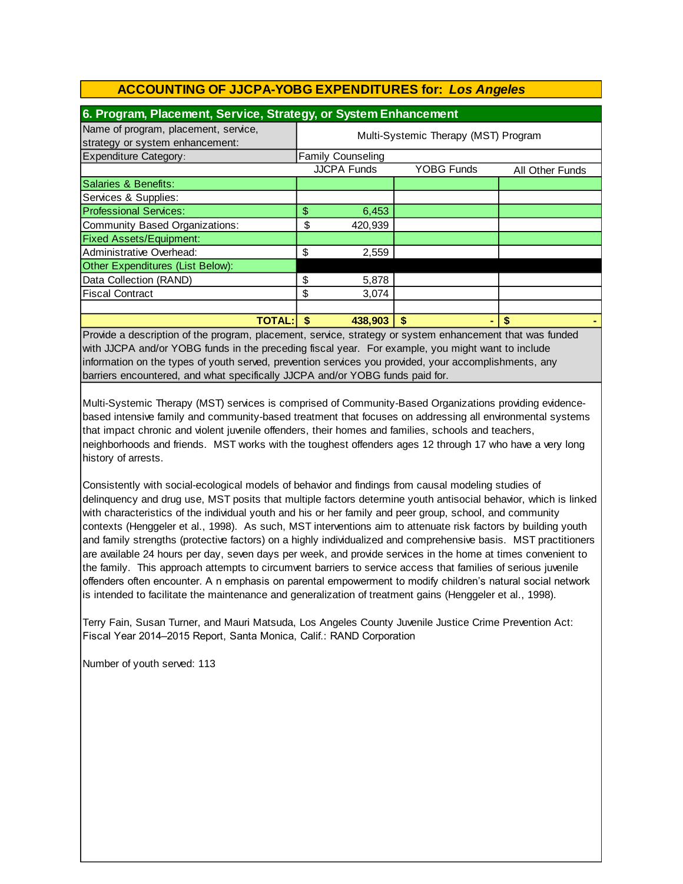## ACCOUNTING OF JJCPA-YOBG EXPENDITURES for: *Los Angeles*

### 6. Program, Placement, Service, Strategy, or System Enhancement

| Name of program, placement, service, strategy or system enhancement: | Multi-Systemic Therapy (MST) Program | | |
|---|---|---|---|
| Expenditure Category: | Family Counseling | | |
| | JJCPA Funds | YOBG Funds | All Other Funds |
| Salaries & Benefits: | | | |
| Services & Supplies: | | | |
| Professional Services: | $ 6,453 | | |
| Community Based Organizations: | $ 420,939 | | |
| Fixed Assets/Equipment: | | | |
| Administrative Overhead: | $ 2,559 | | |
| Other Expenditures (List Below): | | | |
| Data Collection (RAND) | $ 5,878 | | |
| Fiscal Contract | $ 3,074 | | |
| | | | |
| **TOTAL:** | **$ 438,903** | **$ -** | **$ -** |

Provide a description of the program, placement, service, strategy or system enhancement that was funded with JJCPA and/or YOBG funds in the preceding fiscal year. For example, you might want to include information on the types of youth served, prevention services you provided, your accomplishments, any barriers encountered, and what specifically JJCPA and/or YOBG funds paid for.

Multi-Systemic Therapy (MST) services is comprised of Community-Based Organizations providing evidence-based intensive family and community-based treatment that focuses on addressing all environmental systems that impact chronic and violent juvenile offenders, their homes and families, schools and teachers, neighborhoods and friends. MST works with the toughest offenders ages 12 through 17 who have a very long history of arrests.

Consistently with social-ecological models of behavior and findings from causal modeling studies of delinquency and drug use, MST posits that multiple factors determine youth antisocial behavior, which is linked with characteristics of the individual youth and his or her family and peer group, school, and community contexts (Henggeler et al., 1998). As such, MST interventions aim to attenuate risk factors by building youth and family strengths (protective factors) on a highly individualized and comprehensive basis. MST practitioners are available 24 hours per day, seven days per week, and provide services in the home at times convenient to the family. This approach attempts to circumvent barriers to service access that families of serious juvenile offenders often encounter. A n emphasis on parental empowerment to modify children's natural social network is intended to facilitate the maintenance and generalization of treatment gains (Henggeler et al., 1998).

Terry Fain, Susan Turner, and Mauri Matsuda, Los Angeles County Juvenile Justice Crime Prevention Act: Fiscal Year 2014–2015 Report, Santa Monica, Calif.: RAND Corporation

Number of youth served: 113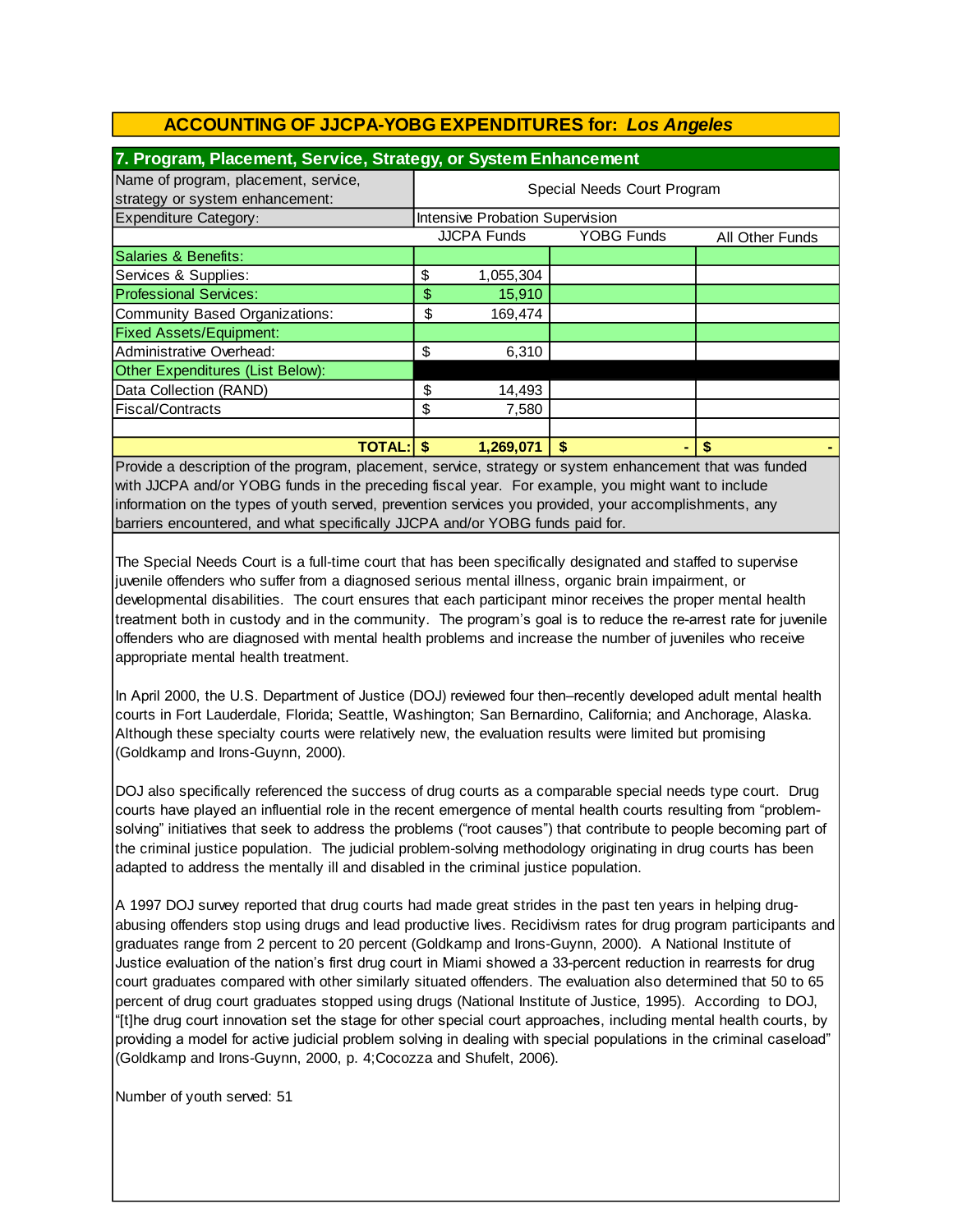## ACCOUNTING OF JJCPA-YOBG EXPENDITURES for: *Los Angeles*

### 7. Program, Placement, Service, Strategy, or System Enhancement

| Name of program, placement, service, strategy or system enhancement: | Special Needs Court Program | | |
|---|---|---|---|
| Expenditure Category: | Intensive Probation Supervision | | |
| | JJCPA Funds | YOBG Funds | All Other Funds |
| Salaries & Benefits: | | | |
| Services & Supplies: | $ 1,055,304 | | |
| Professional Services: | $ 15,910 | | |
| Community Based Organizations: | $ 169,474 | | |
| Fixed Assets/Equipment: | | | |
| Administrative Overhead: | $ 6,310 | | |
| Other Expenditures (List Below): | | | |
| Data Collection (RAND) | $ 14,493 | | |
| Fiscal/Contracts | $ 7,580 | | |
| | | | |
| **TOTAL:** | **$ 1,269,071** | **$ -** | **$ -** |

Provide a description of the program, placement, service, strategy or system enhancement that was funded with JJCPA and/or YOBG funds in the preceding fiscal year. For example, you might want to include information on the types of youth served, prevention services you provided, your accomplishments, any barriers encountered, and what specifically JJCPA and/or YOBG funds paid for.

The Special Needs Court is a full-time court that has been specifically designated and staffed to supervise juvenile offenders who suffer from a diagnosed serious mental illness, organic brain impairment, or developmental disabilities. The court ensures that each participant minor receives the proper mental health treatment both in custody and in the community. The program's goal is to reduce the re-arrest rate for juvenile offenders who are diagnosed with mental health problems and increase the number of juveniles who receive appropriate mental health treatment.

In April 2000, the U.S. Department of Justice (DOJ) reviewed four then–recently developed adult mental health courts in Fort Lauderdale, Florida; Seattle, Washington; San Bernardino, California; and Anchorage, Alaska. Although these specialty courts were relatively new, the evaluation results were limited but promising (Goldkamp and Irons-Guynn, 2000).

DOJ also specifically referenced the success of drug courts as a comparable special needs type court. Drug courts have played an influential role in the recent emergence of mental health courts resulting from "problem-solving" initiatives that seek to address the problems ("root causes") that contribute to people becoming part of the criminal justice population. The judicial problem-solving methodology originating in drug courts has been adapted to address the mentally ill and disabled in the criminal justice population.

A 1997 DOJ survey reported that drug courts had made great strides in the past ten years in helping drug-abusing offenders stop using drugs and lead productive lives. Recidivism rates for drug program participants and graduates range from 2 percent to 20 percent (Goldkamp and Irons-Guynn, 2000). A National Institute of Justice evaluation of the nation's first drug court in Miami showed a 33-percent reduction in rearrests for drug court graduates compared with other similarly situated offenders. The evaluation also determined that 50 to 65 percent of drug court graduates stopped using drugs (National Institute of Justice, 1995). According to DOJ, "[t]he drug court innovation set the stage for other special court approaches, including mental health courts, by providing a model for active judicial problem solving in dealing with special populations in the criminal caseload" (Goldkamp and Irons-Guynn, 2000, p. 4;Cocozza and Shufelt, 2006).

Number of youth served: 51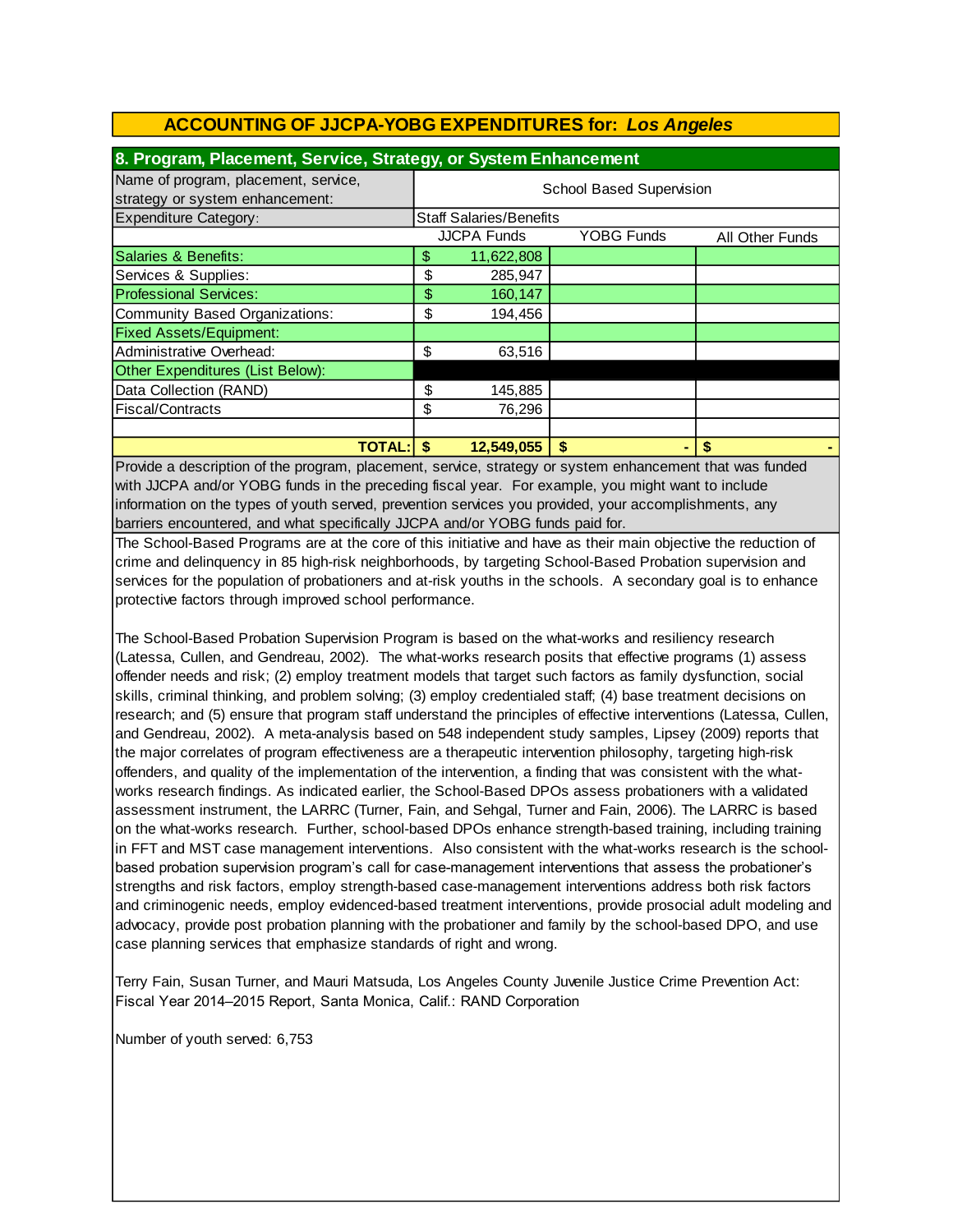## ACCOUNTING OF JJCPA-YOBG EXPENDITURES for: *Los Angeles*

### 8. Program, Placement, Service, Strategy, or System Enhancement

| Name of program, placement, service, strategy or system enhancement: | School Based Supervision | | |
|---|---|---|---|
| Expenditure Category: | Staff Salaries/Benefits | | |
| | JJCPA Funds | YOBG Funds | All Other Funds |
| Salaries & Benefits: | $ 11,622,808 | | |
| Services & Supplies: | $ 285,947 | | |
| Professional Services: | $ 160,147 | | |
| Community Based Organizations: | $ 194,456 | | |
| Fixed Assets/Equipment: | | | |
| Administrative Overhead: | $ 63,516 | | |
| Other Expenditures (List Below): | | | |
| Data Collection (RAND) | $ 145,885 | | |
| Fiscal/Contracts | $ 76,296 | | |
| | | | |
| **TOTAL:** | **$ 12,549,055** | **$ -** | **$ -** |

Provide a description of the program, placement, service, strategy or system enhancement that was funded with JJCPA and/or YOBG funds in the preceding fiscal year. For example, you might want to include information on the types of youth served, prevention services you provided, your accomplishments, any barriers encountered, and what specifically JJCPA and/or YOBG funds paid for.

The School-Based Programs are at the core of this initiative and have as their main objective the reduction of crime and delinquency in 85 high-risk neighborhoods, by targeting School-Based Probation supervision and services for the population of probationers and at-risk youths in the schools. A secondary goal is to enhance protective factors through improved school performance.

The School-Based Probation Supervision Program is based on the what-works and resiliency research (Latessa, Cullen, and Gendreau, 2002). The what-works research posits that effective programs (1) assess offender needs and risk; (2) employ treatment models that target such factors as family dysfunction, social skills, criminal thinking, and problem solving; (3) employ credentialed staff; (4) base treatment decisions on research; and (5) ensure that program staff understand the principles of effective interventions (Latessa, Cullen, and Gendreau, 2002). A meta-analysis based on 548 independent study samples, Lipsey (2009) reports that the major correlates of program effectiveness are a therapeutic intervention philosophy, targeting high-risk offenders, and quality of the implementation of the intervention, a finding that was consistent with the what-works research findings. As indicated earlier, the School-Based DPOs assess probationers with a validated assessment instrument, the LARRC (Turner, Fain, and Sehgal, Turner and Fain, 2006). The LARRC is based on the what-works research. Further, school-based DPOs enhance strength-based training, including training in FFT and MST case management interventions. Also consistent with the what-works research is the school-based probation supervision program's call for case-management interventions that assess the probationer's strengths and risk factors, employ strength-based case-management interventions address both risk factors and criminogenic needs, employ evidenced-based treatment interventions, provide prosocial adult modeling and advocacy, provide post probation planning with the probationer and family by the school-based DPO, and use case planning services that emphasize standards of right and wrong.

Terry Fain, Susan Turner, and Mauri Matsuda, Los Angeles County Juvenile Justice Crime Prevention Act: Fiscal Year 2014–2015 Report, Santa Monica, Calif.: RAND Corporation

Number of youth served: 6,753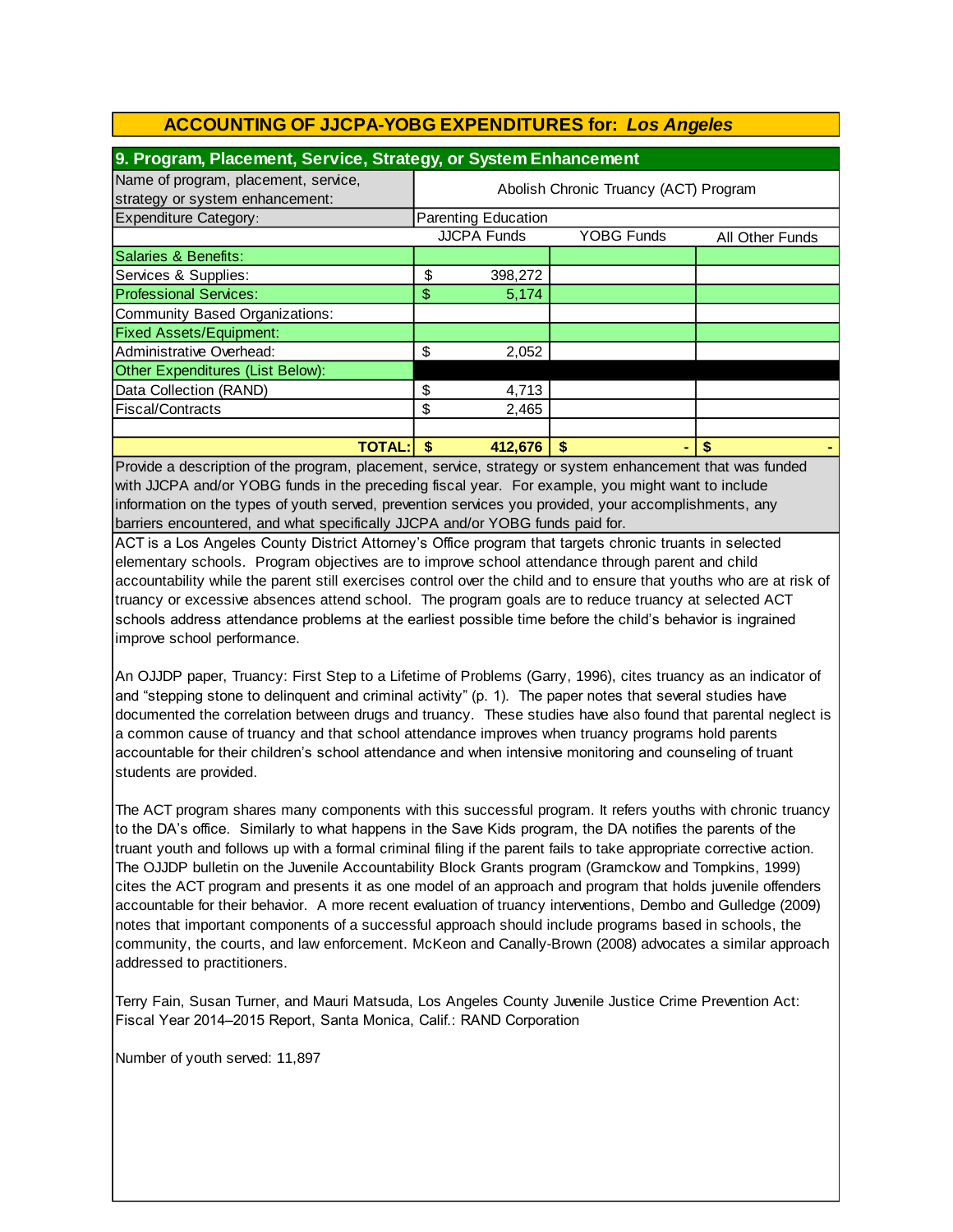## ACCOUNTING OF JJCPA-YOBG EXPENDITURES for: *Los Angeles*

### 9. Program, Placement, Service, Strategy, or System Enhancement

| Name of program, placement, service, strategy or system enhancement: | Abolish Chronic Truancy (ACT) Program | | |
|---|---|---|---|
| Expenditure Category: | Parenting Education | | |
| | JJCPA Funds | YOBG Funds | All Other Funds |
| Salaries & Benefits: | | | |
| Services & Supplies: | $ 398,272 | | |
| Professional Services: | $ 5,174 | | |
| Community Based Organizations: | | | |
| Fixed Assets/Equipment: | | | |
| Administrative Overhead: | $ 2,052 | | |
| Other Expenditures (List Below): | | | |
| Data Collection (RAND) | $ 4,713 | | |
| Fiscal/Contracts | $ 2,465 | | |
| | | | |
| **TOTAL:** | **$ 412,676** | **$ -** | **$ -** |

Provide a description of the program, placement, service, strategy or system enhancement that was funded with JJCPA and/or YOBG funds in the preceding fiscal year. For example, you might want to include information on the types of youth served, prevention services you provided, your accomplishments, any barriers encountered, and what specifically JJCPA and/or YOBG funds paid for.

ACT is a Los Angeles County District Attorney's Office program that targets chronic truants in selected elementary schools. Program objectives are to improve school attendance through parent and child accountability while the parent still exercises control over the child and to ensure that youths who are at risk of truancy or excessive absences attend school. The program goals are to reduce truancy at selected ACT schools address attendance problems at the earliest possible time before the child's behavior is ingrained improve school performance.

An OJJDP paper, Truancy: First Step to a Lifetime of Problems (Garry, 1996), cites truancy as an indicator of and "stepping stone to delinquent and criminal activity" (p. 1). The paper notes that several studies have documented the correlation between drugs and truancy. These studies have also found that parental neglect is a common cause of truancy and that school attendance improves when truancy programs hold parents accountable for their children's school attendance and when intensive monitoring and counseling of truant students are provided.

The ACT program shares many components with this successful program. It refers youths with chronic truancy to the DA's office. Similarly to what happens in the Save Kids program, the DA notifies the parents of the truant youth and follows up with a formal criminal filing if the parent fails to take appropriate corrective action. The OJJDP bulletin on the Juvenile Accountability Block Grants program (Gramckow and Tompkins, 1999) cites the ACT program and presents it as one model of an approach and program that holds juvenile offenders accountable for their behavior. A more recent evaluation of truancy interventions, Dembo and Gulledge (2009) notes that important components of a successful approach should include programs based in schools, the community, the courts, and law enforcement. McKeon and Canally-Brown (2008) advocates a similar approach addressed to practitioners.

Terry Fain, Susan Turner, and Mauri Matsuda, Los Angeles County Juvenile Justice Crime Prevention Act: Fiscal Year 2014–2015 Report, Santa Monica, Calif.: RAND Corporation

Number of youth served: 11,897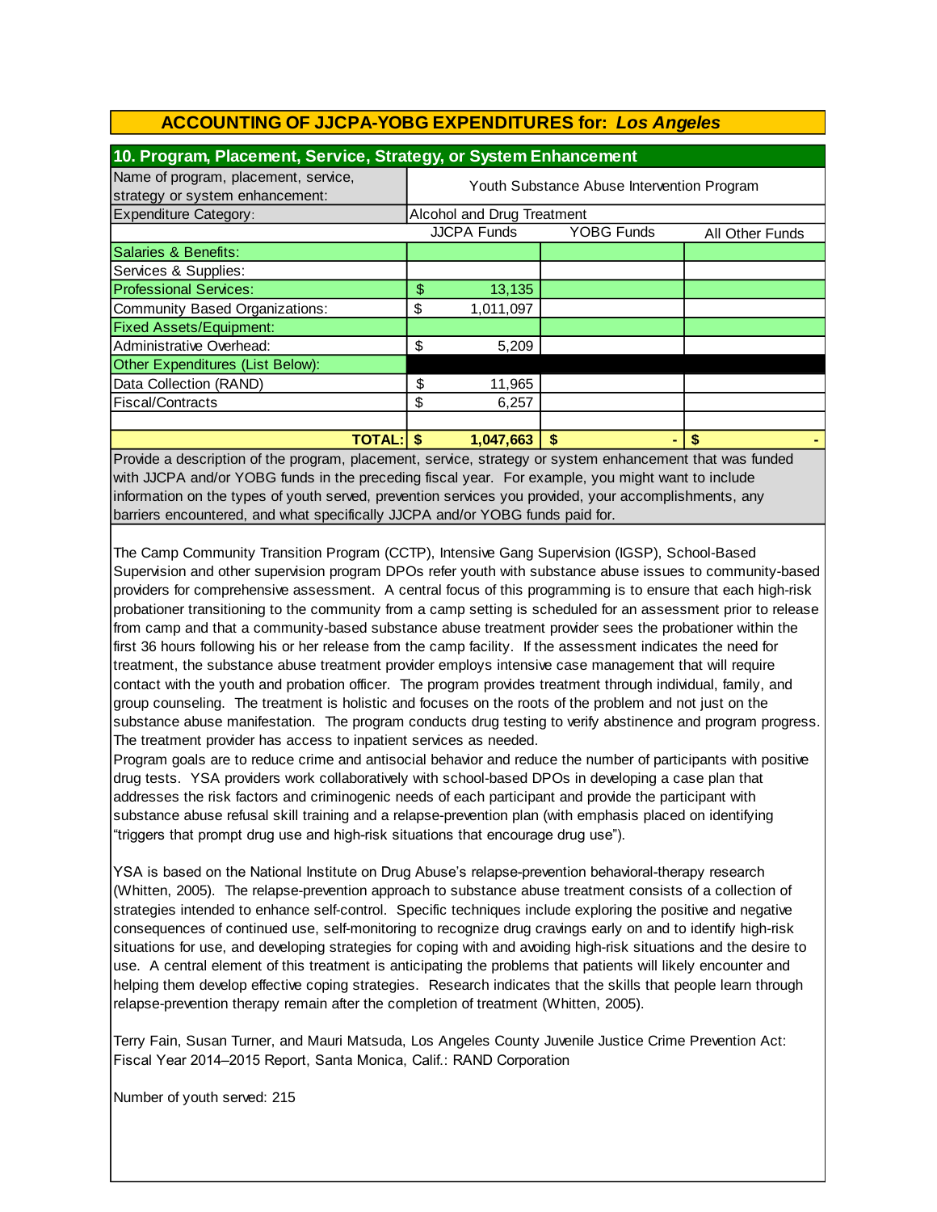## ACCOUNTING OF JJCPA-YOBG EXPENDITURES for: *Los Angeles*

### 10. Program, Placement, Service, Strategy, or System Enhancement

| Name of program, placement, service, strategy or system enhancement: | Youth Substance Abuse Intervention Program | | |
|---|---|---|---|
| Expenditure Category: | Alcohol and Drug Treatment | | |
| | JJCPA Funds | YOBG Funds | All Other Funds |
| Salaries & Benefits: | | | |
| Services & Supplies: | | | |
| Professional Services: | $ 13,135 | | |
| Community Based Organizations: | $ 1,011,097 | | |
| Fixed Assets/Equipment: | | | |
| Administrative Overhead: | $ 5,209 | | |
| Other Expenditures (List Below): | | | |
| Data Collection (RAND) | $ 11,965 | | |
| Fiscal/Contracts | $ 6,257 | | |
| | | | |
| **TOTAL:** | **$ 1,047,663** | **$ -** | **$ -** |

Provide a description of the program, placement, service, strategy or system enhancement that was funded with JJCPA and/or YOBG funds in the preceding fiscal year. For example, you might want to include information on the types of youth served, prevention services you provided, your accomplishments, any barriers encountered, and what specifically JJCPA and/or YOBG funds paid for.

The Camp Community Transition Program (CCTP), Intensive Gang Supervision (IGSP), School-Based Supervision and other supervision program DPOs refer youth with substance abuse issues to community-based providers for comprehensive assessment. A central focus of this programming is to ensure that each high-risk probationer transitioning to the community from a camp setting is scheduled for an assessment prior to release from camp and that a community-based substance abuse treatment provider sees the probationer within the first 36 hours following his or her release from the camp facility. If the assessment indicates the need for treatment, the substance abuse treatment provider employs intensive case management that will require contact with the youth and probation officer. The program provides treatment through individual, family, and group counseling. The treatment is holistic and focuses on the roots of the problem and not just on the substance abuse manifestation. The program conducts drug testing to verify abstinence and program progress. The treatment provider has access to inpatient services as needed.
Program goals are to reduce crime and antisocial behavior and reduce the number of participants with positive drug tests. YSA providers work collaboratively with school-based DPOs in developing a case plan that addresses the risk factors and criminogenic needs of each participant and provide the participant with substance abuse refusal skill training and a relapse-prevention plan (with emphasis placed on identifying "triggers that prompt drug use and high-risk situations that encourage drug use").

YSA is based on the National Institute on Drug Abuse's relapse-prevention behavioral-therapy research (Whitten, 2005). The relapse-prevention approach to substance abuse treatment consists of a collection of strategies intended to enhance self-control. Specific techniques include exploring the positive and negative consequences of continued use, self-monitoring to recognize drug cravings early on and to identify high-risk situations for use, and developing strategies for coping with and avoiding high-risk situations and the desire to use. A central element of this treatment is anticipating the problems that patients will likely encounter and helping them develop effective coping strategies. Research indicates that the skills that people learn through relapse-prevention therapy remain after the completion of treatment (Whitten, 2005).

Terry Fain, Susan Turner, and Mauri Matsuda, Los Angeles County Juvenile Justice Crime Prevention Act: Fiscal Year 2014–2015 Report, Santa Monica, Calif.: RAND Corporation

Number of youth served: 215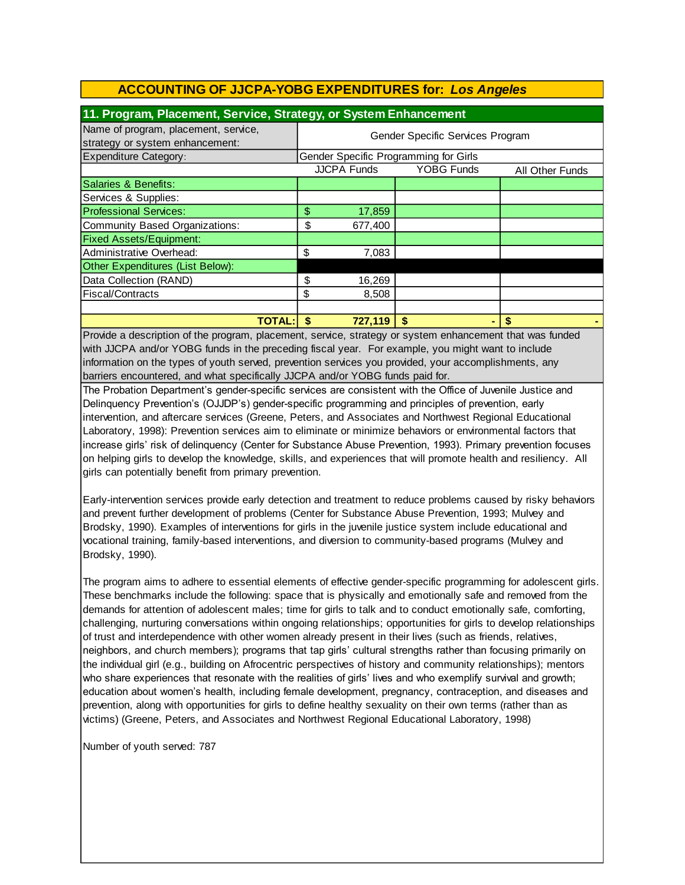## ACCOUNTING OF JJCPA-YOBG EXPENDITURES for: *Los Angeles*

### 11. Program, Placement, Service, Strategy, or System Enhancement

| Name of program, placement, service, strategy or system enhancement: | Gender Specific Services Program | | |
|---|---|---|---|
| Expenditure Category: | Gender Specific Programming for Girls | | |
| | JJCPA Funds | YOBG Funds | All Other Funds |
| Salaries & Benefits: | | | |
| Services & Supplies: | | | |
| Professional Services: | $ 17,859 | | |
| Community Based Organizations: | $ 677,400 | | |
| Fixed Assets/Equipment: | | | |
| Administrative Overhead: | $ 7,083 | | |
| Other Expenditures (List Below): | | | |
| Data Collection (RAND) | $ 16,269 | | |
| Fiscal/Contracts | $ 8,508 | | |
| | | | |
| **TOTAL:** | **$ 727,119** | **$ -** | **$ -** |

Provide a description of the program, placement, service, strategy or system enhancement that was funded with JJCPA and/or YOBG funds in the preceding fiscal year. For example, you might want to include information on the types of youth served, prevention services you provided, your accomplishments, any barriers encountered, and what specifically JJCPA and/or YOBG funds paid for.

The Probation Department's gender-specific services are consistent with the Office of Juvenile Justice and Delinquency Prevention's (OJJDP's) gender-specific programming and principles of prevention, early intervention, and aftercare services (Greene, Peters, and Associates and Northwest Regional Educational Laboratory, 1998): Prevention services aim to eliminate or minimize behaviors or environmental factors that increase girls' risk of delinquency (Center for Substance Abuse Prevention, 1993). Primary prevention focuses on helping girls to develop the knowledge, skills, and experiences that will promote health and resiliency. All girls can potentially benefit from primary prevention.

Early-intervention services provide early detection and treatment to reduce problems caused by risky behaviors and prevent further development of problems (Center for Substance Abuse Prevention, 1993; Mulvey and Brodsky, 1990). Examples of interventions for girls in the juvenile justice system include educational and vocational training, family-based interventions, and diversion to community-based programs (Mulvey and Brodsky, 1990).

The program aims to adhere to essential elements of effective gender-specific programming for adolescent girls. These benchmarks include the following: space that is physically and emotionally safe and removed from the demands for attention of adolescent males; time for girls to talk and to conduct emotionally safe, comforting, challenging, nurturing conversations within ongoing relationships; opportunities for girls to develop relationships of trust and interdependence with other women already present in their lives (such as friends, relatives, neighbors, and church members); programs that tap girls' cultural strengths rather than focusing primarily on the individual girl (e.g., building on Afrocentric perspectives of history and community relationships); mentors who share experiences that resonate with the realities of girls' lives and who exemplify survival and growth; education about women's health, including female development, pregnancy, contraception, and diseases and prevention, along with opportunities for girls to define healthy sexuality on their own terms (rather than as victims) (Greene, Peters, and Associates and Northwest Regional Educational Laboratory, 1998)

Number of youth served: 787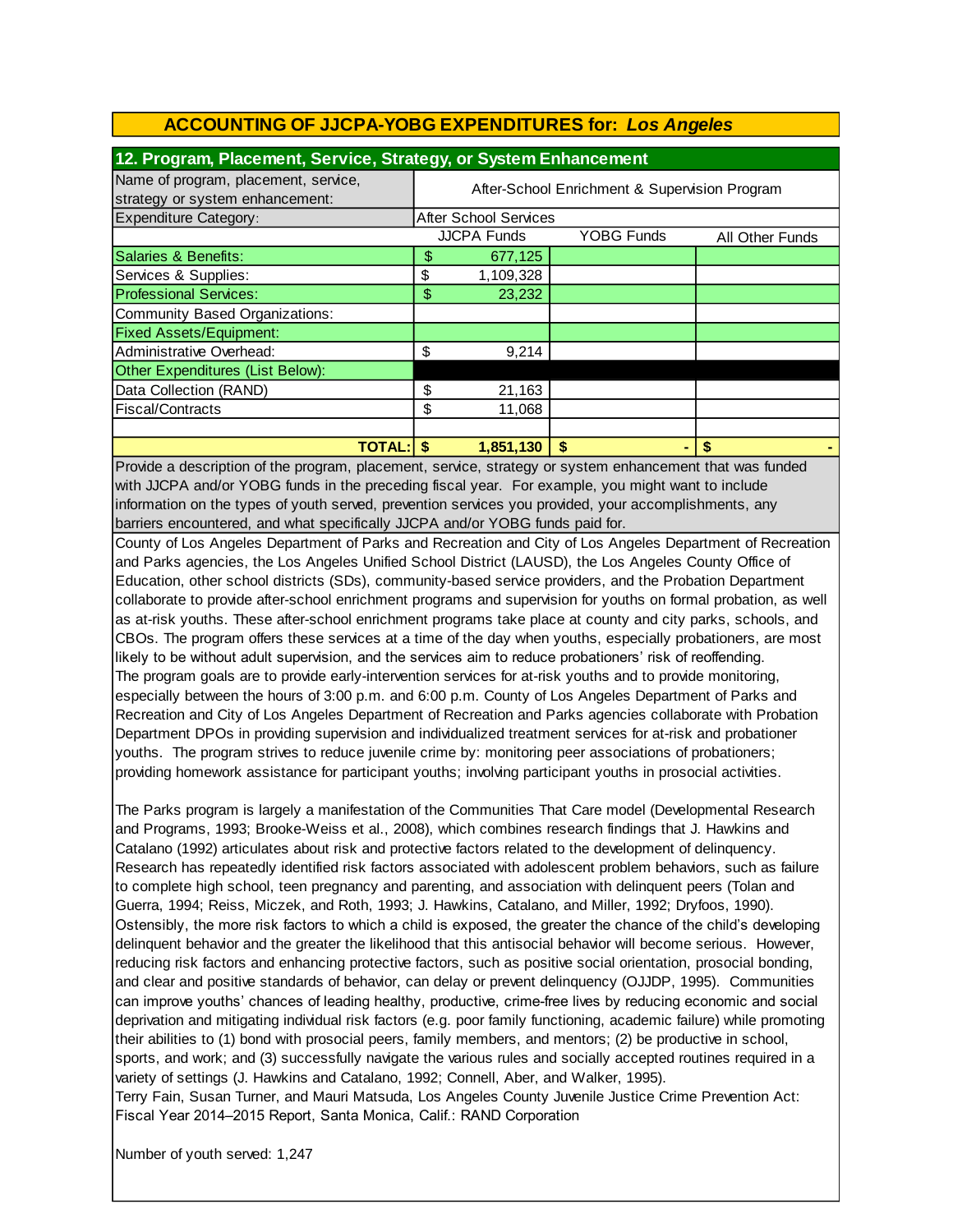## ACCOUNTING OF JJCPA-YOBG EXPENDITURES for: *Los Angeles*

### 12. Program, Placement, Service, Strategy, or System Enhancement

| Name of program, placement, service, strategy or system enhancement: | After-School Enrichment & Supervision Program | | |
|---|---|---|---|
| Expenditure Category: | After School Services | | |
| | JJCPA Funds | YOBG Funds | All Other Funds |
| Salaries & Benefits: | $ 677,125 | | |
| Services & Supplies: | $ 1,109,328 | | |
| Professional Services: | $ 23,232 | | |
| Community Based Organizations: | | | |
| Fixed Assets/Equipment: | | | |
| Administrative Overhead: | $ 9,214 | | |
| Other Expenditures (List Below): | | | |
| Data Collection (RAND) | $ 21,163 | | |
| Fiscal/Contracts | $ 11,068 | | |
| | | | |
| **TOTAL:** | **$ 1,851,130** | **$ -** | **$ -** |

Provide a description of the program, placement, service, strategy or system enhancement that was funded with JJCPA and/or YOBG funds in the preceding fiscal year. For example, you might want to include information on the types of youth served, prevention services you provided, your accomplishments, any barriers encountered, and what specifically JJCPA and/or YOBG funds paid for.

County of Los Angeles Department of Parks and Recreation and City of Los Angeles Department of Recreation and Parks agencies, the Los Angeles Unified School District (LAUSD), the Los Angeles County Office of Education, other school districts (SDs), community-based service providers, and the Probation Department collaborate to provide after-school enrichment programs and supervision for youths on formal probation, as well as at-risk youths. These after-school enrichment programs take place at county and city parks, schools, and CBOs. The program offers these services at a time of the day when youths, especially probationers, are most likely to be without adult supervision, and the services aim to reduce probationers' risk of reoffending. The program goals are to provide early-intervention services for at-risk youths and to provide monitoring, especially between the hours of 3:00 p.m. and 6:00 p.m. County of Los Angeles Department of Parks and Recreation and City of Los Angeles Department of Recreation and Parks agencies collaborate with Probation Department DPOs in providing supervision and individualized treatment services for at-risk and probationer youths. The program strives to reduce juvenile crime by: monitoring peer associations of probationers; providing homework assistance for participant youths; involving participant youths in prosocial activities.

The Parks program is largely a manifestation of the Communities That Care model (Developmental Research and Programs, 1993; Brooke-Weiss et al., 2008), which combines research findings that J. Hawkins and Catalano (1992) articulates about risk and protective factors related to the development of delinquency. Research has repeatedly identified risk factors associated with adolescent problem behaviors, such as failure to complete high school, teen pregnancy and parenting, and association with delinquent peers (Tolan and Guerra, 1994; Reiss, Miczek, and Roth, 1993; J. Hawkins, Catalano, and Miller, 1992; Dryfoos, 1990). Ostensibly, the more risk factors to which a child is exposed, the greater the chance of the child's developing delinquent behavior and the greater the likelihood that this antisocial behavior will become serious. However, reducing risk factors and enhancing protective factors, such as positive social orientation, prosocial bonding, and clear and positive standards of behavior, can delay or prevent delinquency (OJJDP, 1995). Communities can improve youths' chances of leading healthy, productive, crime-free lives by reducing economic and social deprivation and mitigating individual risk factors (e.g. poor family functioning, academic failure) while promoting their abilities to (1) bond with prosocial peers, family members, and mentors; (2) be productive in school, sports, and work; and (3) successfully navigate the various rules and socially accepted routines required in a variety of settings (J. Hawkins and Catalano, 1992; Connell, Aber, and Walker, 1995).
Terry Fain, Susan Turner, and Mauri Matsuda, Los Angeles County Juvenile Justice Crime Prevention Act: Fiscal Year 2014–2015 Report, Santa Monica, Calif.: RAND Corporation

Number of youth served: 1,247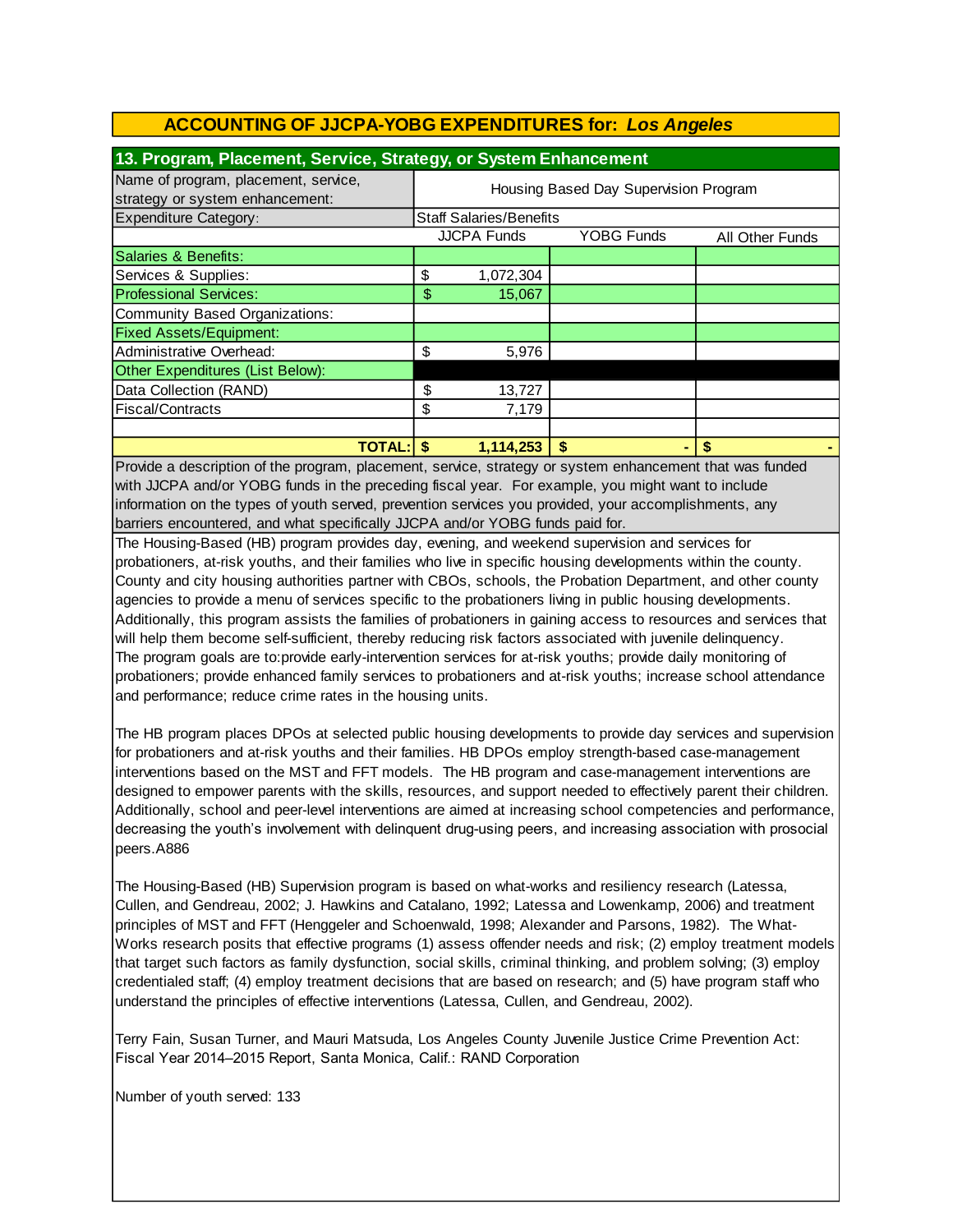## ACCOUNTING OF JJCPA-YOBG EXPENDITURES for: *Los Angeles*

### 13. Program, Placement, Service, Strategy, or System Enhancement

| Name of program, placement, service, strategy or system enhancement: | Housing Based Day Supervision Program | | |
|---|---|---|---|
| Expenditure Category: | Staff Salaries/Benefits | | |
| | JJCPA Funds | YOBG Funds | All Other Funds |
| Salaries & Benefits: | | | |
| Services & Supplies: | $ 1,072,304 | | |
| Professional Services: | $ 15,067 | | |
| Community Based Organizations: | | | |
| Fixed Assets/Equipment: | | | |
| Administrative Overhead: | $ 5,976 | | |
| Other Expenditures (List Below): | | | |
| Data Collection (RAND) | $ 13,727 | | |
| Fiscal/Contracts | $ 7,179 | | |
| | | | |
| **TOTAL:** | **$ 1,114,253** | **$ -** | **$ -** |

Provide a description of the program, placement, service, strategy or system enhancement that was funded with JJCPA and/or YOBG funds in the preceding fiscal year. For example, you might want to include information on the types of youth served, prevention services you provided, your accomplishments, any barriers encountered, and what specifically JJCPA and/or YOBG funds paid for.

The Housing-Based (HB) program provides day, evening, and weekend supervision and services for probationers, at-risk youths, and their families who live in specific housing developments within the county. County and city housing authorities partner with CBOs, schools, the Probation Department, and other county agencies to provide a menu of services specific to the probationers living in public housing developments. Additionally, this program assists the families of probationers in gaining access to resources and services that will help them become self-sufficient, thereby reducing risk factors associated with juvenile delinquency. The program goals are to:provide early-intervention services for at-risk youths; provide daily monitoring of probationers; provide enhanced family services to probationers and at-risk youths; increase school attendance and performance; reduce crime rates in the housing units.

The HB program places DPOs at selected public housing developments to provide day services and supervision for probationers and at-risk youths and their families. HB DPOs employ strength-based case-management interventions based on the MST and FFT models. The HB program and case-management interventions are designed to empower parents with the skills, resources, and support needed to effectively parent their children. Additionally, school and peer-level interventions are aimed at increasing school competencies and performance, decreasing the youth's involvement with delinquent drug-using peers, and increasing association with prosocial peers.A886

The Housing-Based (HB) Supervision program is based on what-works and resiliency research (Latessa, Cullen, and Gendreau, 2002; J. Hawkins and Catalano, 1992; Latessa and Lowenkamp, 2006) and treatment principles of MST and FFT (Henggeler and Schoenwald, 1998; Alexander and Parsons, 1982). The What-Works research posits that effective programs (1) assess offender needs and risk; (2) employ treatment models that target such factors as family dysfunction, social skills, criminal thinking, and problem solving; (3) employ credentialed staff; (4) employ treatment decisions that are based on research; and (5) have program staff who understand the principles of effective interventions (Latessa, Cullen, and Gendreau, 2002).

Terry Fain, Susan Turner, and Mauri Matsuda, Los Angeles County Juvenile Justice Crime Prevention Act: Fiscal Year 2014–2015 Report, Santa Monica, Calif.: RAND Corporation

Number of youth served: 133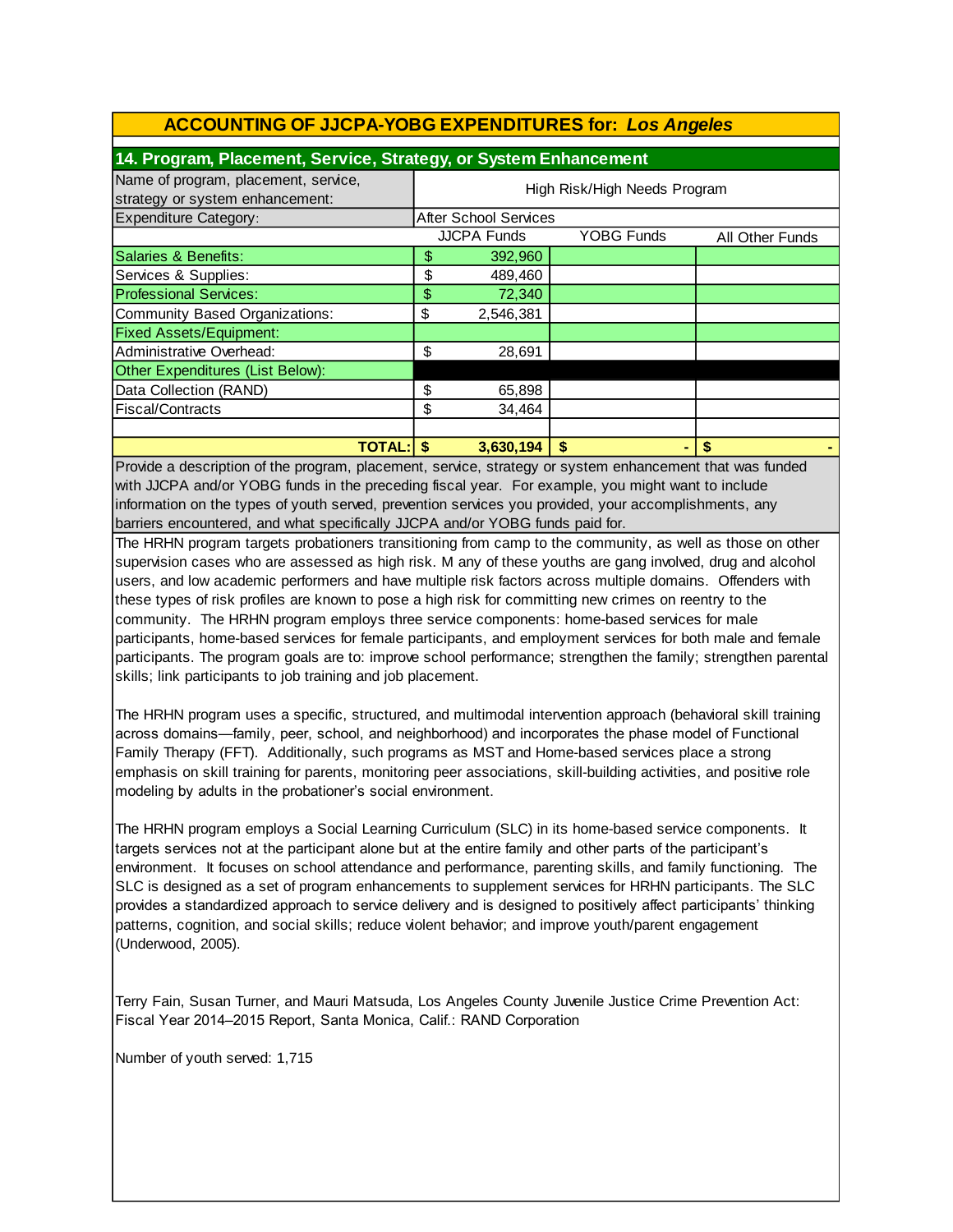## ACCOUNTING OF JJCPA-YOBG EXPENDITURES for: *Los Angeles*

### 14. Program, Placement, Service, Strategy, or System Enhancement

| Name of program, placement, service, strategy or system enhancement: | High Risk/High Needs Program | | |
|---|---|---|---|
| Expenditure Category: | After School Services | | |
| | JJCPA Funds | YOBG Funds | All Other Funds |
| Salaries & Benefits: | $ 392,960 | | |
| Services & Supplies: | $ 489,460 | | |
| Professional Services: | $ 72,340 | | |
| Community Based Organizations: | $ 2,546,381 | | |
| Fixed Assets/Equipment: | | | |
| Administrative Overhead: | $ 28,691 | | |
| Other Expenditures (List Below): | | | |
| Data Collection (RAND) | $ 65,898 | | |
| Fiscal/Contracts | $ 34,464 | | |
| | | | |
| **TOTAL:** | **$ 3,630,194** | **$ -** | **$ -** |

Provide a description of the program, placement, service, strategy or system enhancement that was funded with JJCPA and/or YOBG funds in the preceding fiscal year. For example, you might want to include information on the types of youth served, prevention services you provided, your accomplishments, any barriers encountered, and what specifically JJCPA and/or YOBG funds paid for.

The HRHN program targets probationers transitioning from camp to the community, as well as those on other supervision cases who are assessed as high risk. M any of these youths are gang involved, drug and alcohol users, and low academic performers and have multiple risk factors across multiple domains. Offenders with these types of risk profiles are known to pose a high risk for committing new crimes on reentry to the community. The HRHN program employs three service components: home-based services for male participants, home-based services for female participants, and employment services for both male and female participants. The program goals are to: improve school performance; strengthen the family; strengthen parental skills; link participants to job training and job placement.

The HRHN program uses a specific, structured, and multimodal intervention approach (behavioral skill training across domains—family, peer, school, and neighborhood) and incorporates the phase model of Functional Family Therapy (FFT). Additionally, such programs as MST and Home-based services place a strong emphasis on skill training for parents, monitoring peer associations, skill-building activities, and positive role modeling by adults in the probationer's social environment.

The HRHN program employs a Social Learning Curriculum (SLC) in its home-based service components. It targets services not at the participant alone but at the entire family and other parts of the participant's environment. It focuses on school attendance and performance, parenting skills, and family functioning. The SLC is designed as a set of program enhancements to supplement services for HRHN participants. The SLC provides a standardized approach to service delivery and is designed to positively affect participants' thinking patterns, cognition, and social skills; reduce violent behavior; and improve youth/parent engagement (Underwood, 2005).

Terry Fain, Susan Turner, and Mauri Matsuda, Los Angeles County Juvenile Justice Crime Prevention Act: Fiscal Year 2014–2015 Report, Santa Monica, Calif.: RAND Corporation

Number of youth served: 1,715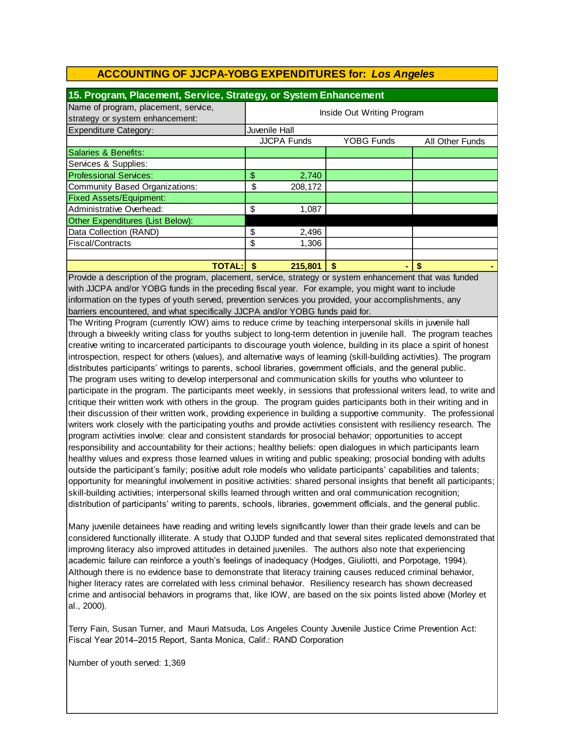## ACCOUNTING OF JJCPA-YOBG EXPENDITURES for: *Los Angeles*

### 15. Program, Placement, Service, Strategy, or System Enhancement

| Name of program, placement, service, strategy or system enhancement: | Inside Out Writing Program | | |
|---|---|---|---|
| Expenditure Category: | Juvenile Hall | | |
| | JJCPA Funds | YOBG Funds | All Other Funds |
| Salaries & Benefits: | | | |
| Services & Supplies: | | | |
| Professional Services: | $ 2,740 | | |
| Community Based Organizations: | $ 208,172 | | |
| Fixed Assets/Equipment: | | | |
| Administrative Overhead: | $ 1,087 | | |
| Other Expenditures (List Below): | | | |
| Data Collection (RAND) | $ 2,496 | | |
| Fiscal/Contracts | $ 1,306 | | |
| | | | |
| **TOTAL:** | **$ 215,801** | **$ -** | **$ -** |

Provide a description of the program, placement, service, strategy or system enhancement that was funded with JJCPA and/or YOBG funds in the preceding fiscal year. For example, you might want to include information on the types of youth served, prevention services you provided, your accomplishments, any barriers encountered, and what specifically JJCPA and/or YOBG funds paid for.

The Writing Program (currently IOW) aims to reduce crime by teaching interpersonal skills in juvenile hall through a biweekly writing class for youths subject to long-term detention in juvenile hall. The program teaches creative writing to incarcerated participants to discourage youth violence, building in its place a spirit of honest introspection, respect for others (values), and alternative ways of learning (skill-building activities). The program distributes participants' writings to parents, school libraries, government officials, and the general public. The program uses writing to develop interpersonal and communication skills for youths who volunteer to participate in the program. The participants meet weekly, in sessions that professional writers lead, to write and critique their written work with others in the group. The program guides participants both in their writing and in their discussion of their written work, providing experience in building a supportive community. The professional writers work closely with the participating youths and provide activities consistent with resiliency research. The program activities involve: clear and consistent standards for prosocial behavior; opportunities to accept responsibility and accountability for their actions; healthy beliefs: open dialogues in which participants learn healthy values and express those learned values in writing and public speaking; prosocial bonding with adults outside the participant's family; positive adult role models who validate participants' capabilities and talents; opportunity for meaningful involvement in positive activities: shared personal insights that benefit all participants; skill-building activities; interpersonal skills learned through written and oral communication recognition; distribution of participants' writing to parents, schools, libraries, government officials, and the general public.

Many juvenile detainees have reading and writing levels significantly lower than their grade levels and can be considered functionally illiterate. A study that OJJDP funded and that several sites replicated demonstrated that improving literacy also improved attitudes in detained juveniles. The authors also note that experiencing academic failure can reinforce a youth's feelings of inadequacy (Hodges, Giuliotti, and Porpotage, 1994). Although there is no evidence base to demonstrate that literacy training causes reduced criminal behavior, higher literacy rates are correlated with less criminal behavior. Resiliency research has shown decreased crime and antisocial behaviors in programs that, like IOW, are based on the six points listed above (Morley et al., 2000).

Terry Fain, Susan Turner, and Mauri Matsuda, Los Angeles County Juvenile Justice Crime Prevention Act: Fiscal Year 2014–2015 Report, Santa Monica, Calif.: RAND Corporation

Number of youth served: 1,369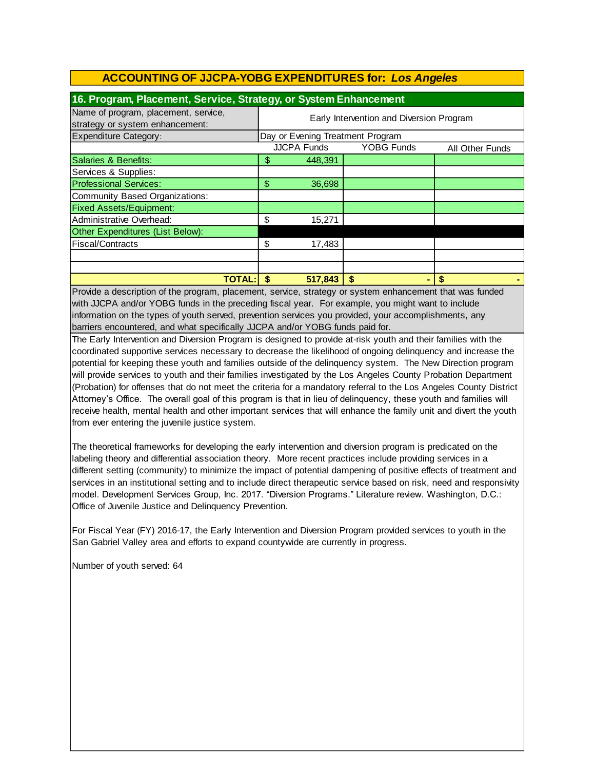## ACCOUNTING OF JJCPA-YOBG EXPENDITURES for: *Los Angeles*

### 16. Program, Placement, Service, Strategy, or System Enhancement

| Name of program, placement, service, strategy or system enhancement: | Early Intervention and Diversion Program | | |
|---|---|---|---|
| Expenditure Category: | Day or Evening Treatment Program | | |
| | JJCPA Funds | YOBG Funds | All Other Funds |
| Salaries & Benefits: | $ 448,391 | | |
| Services & Supplies: | | | |
| Professional Services: | $ 36,698 | | |
| Community Based Organizations: | | | |
| Fixed Assets/Equipment: | | | |
| Administrative Overhead: | $ 15,271 | | |
| Other Expenditures (List Below): | | | |
| Fiscal/Contracts | $ 17,483 | | |
| | | | |
| | | | |
| **TOTAL:** | **$ 517,843** | **$ -** | **$ -** |

Provide a description of the program, placement, service, strategy or system enhancement that was funded with JJCPA and/or YOBG funds in the preceding fiscal year. For example, you might want to include information on the types of youth served, prevention services you provided, your accomplishments, any barriers encountered, and what specifically JJCPA and/or YOBG funds paid for.

The Early Intervention and Diversion Program is designed to provide at-risk youth and their families with the coordinated supportive services necessary to decrease the likelihood of ongoing delinquency and increase the potential for keeping these youth and families outside of the delinquency system. The New Direction program will provide services to youth and their families investigated by the Los Angeles County Probation Department (Probation) for offenses that do not meet the criteria for a mandatory referral to the Los Angeles County District Attorney's Office. The overall goal of this program is that in lieu of delinquency, these youth and families will receive health, mental health and other important services that will enhance the family unit and divert the youth from ever entering the juvenile justice system.

The theoretical frameworks for developing the early intervention and diversion program is predicated on the labeling theory and differential association theory. More recent practices include providing services in a different setting (community) to minimize the impact of potential dampening of positive effects of treatment and services in an institutional setting and to include direct therapeutic service based on risk, need and responsivity model. Development Services Group, Inc. 2017. "Diversion Programs." Literature review. Washington, D.C.: Office of Juvenile Justice and Delinquency Prevention.

For Fiscal Year (FY) 2016-17, the Early Intervention and Diversion Program provided services to youth in the San Gabriel Valley area and efforts to expand countywide are currently in progress.

Number of youth served: 64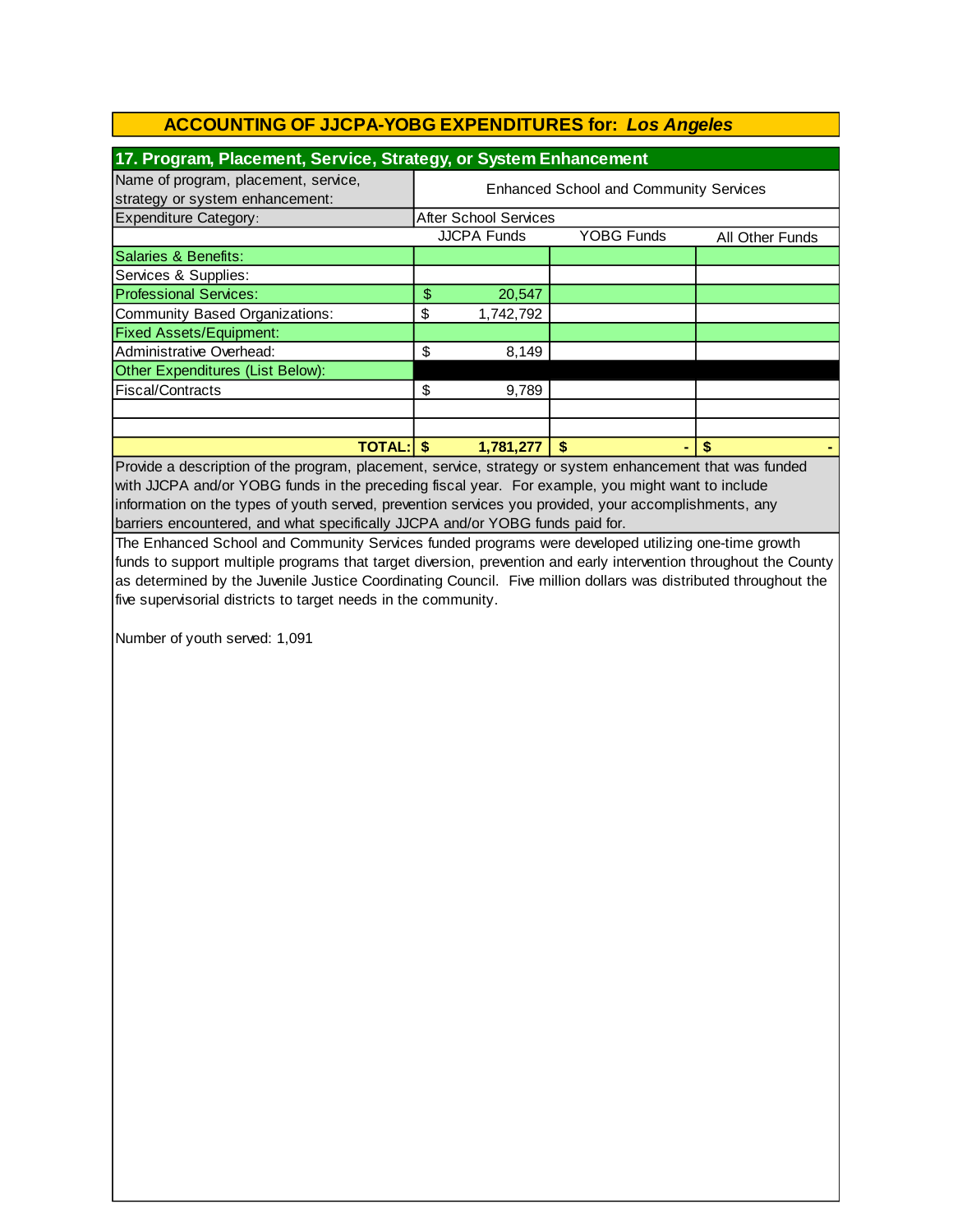## ACCOUNTING OF JJCPA-YOBG EXPENDITURES for: *Los Angeles*

### 17. Program, Placement, Service, Strategy, or System Enhancement

| Name of program, placement, service, strategy or system enhancement: | Enhanced School and Community Services | | |
|---|---|---|---|
| Expenditure Category: | After School Services | | |
| | JJCPA Funds | YOBG Funds | All Other Funds |
| Salaries & Benefits: | | | |
| Services & Supplies: | | | |
| Professional Services: | $ 20,547 | | |
| Community Based Organizations: | $ 1,742,792 | | |
| Fixed Assets/Equipment: | | | |
| Administrative Overhead: | $ 8,149 | | |
| Other Expenditures (List Below): | | | |
| Fiscal/Contracts | $ 9,789 | | |
| | | | |
| | | | |
| **TOTAL:** | **$ 1,781,277** | **$ -** | **$ -** |

Provide a description of the program, placement, service, strategy or system enhancement that was funded with JJCPA and/or YOBG funds in the preceding fiscal year. For example, you might want to include information on the types of youth served, prevention services you provided, your accomplishments, any barriers encountered, and what specifically JJCPA and/or YOBG funds paid for.

The Enhanced School and Community Services funded programs were developed utilizing one-time growth funds to support multiple programs that target diversion, prevention and early intervention throughout the County as determined by the Juvenile Justice Coordinating Council. Five million dollars was distributed throughout the five supervisorial districts to target needs in the community.

Number of youth served: 1,091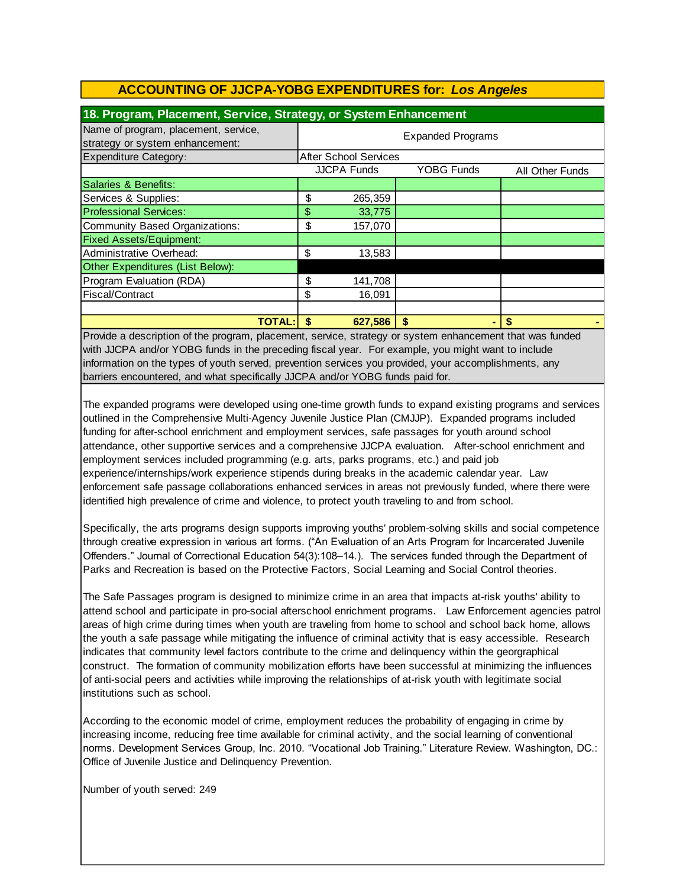## ACCOUNTING OF JJCPA-YOBG EXPENDITURES for: *Los Angeles*

### 18. Program, Placement, Service, Strategy, or System Enhancement

| | | | |
|---|---|---|---|
| Name of program, placement, service, strategy or system enhancement: | Expanded Programs | | |
| Expenditure Category: | After School Services | | |
| | JJCPA Funds | YOBG Funds | All Other Funds |
| Salaries & Benefits: | | | |
| Services & Supplies: | $ 265,359 | | |
| Professional Services: | $ 33,775 | | |
| Community Based Organizations: | $ 157,070 | | |
| Fixed Assets/Equipment: | | | |
| Administrative Overhead: | $ 13,583 | | |
| Other Expenditures (List Below): | | | |
| Program Evaluation (RDA) | $ 141,708 | | |
| Fiscal/Contract | $ 16,091 | | |
| | | | |
| **TOTAL:** | **$ 627,586** | **$ -** | **$ -** |

Provide a description of the program, placement, service, strategy or system enhancement that was funded with JJCPA and/or YOBG funds in the preceding fiscal year. For example, you might want to include information on the types of youth served, prevention services you provided, your accomplishments, any barriers encountered, and what specifically JJCPA and/or YOBG funds paid for.

The expanded programs were developed using one-time growth funds to expand existing programs and services outlined in the Comprehensive Multi-Agency Juvenile Justice Plan (CMJJP). Expanded programs included funding for after-school enrichment and employment services, safe passages for youth around school attendance, other supportive services and a comprehensive JJCPA evaluation. After-school enrichment and employment services included programming (e.g. arts, parks programs, etc.) and paid job experience/internships/work experience stipends during breaks in the academic calendar year. Law enforcement safe passage collaborations enhanced services in areas not previously funded, where there were identified high prevalence of crime and violence, to protect youth traveling to and from school.

Specifically, the arts programs design supports improving youths' problem-solving skills and social competence through creative expression in various art forms. ("An Evaluation of an Arts Program for Incarcerated Juvenile Offenders." Journal of Correctional Education 54(3):108–14.). The services funded through the Department of Parks and Recreation is based on the Protective Factors, Social Learning and Social Control theories.

The Safe Passages program is designed to minimize crime in an area that impacts at-risk youths' ability to attend school and participate in pro-social afterschool enrichment programs. Law Enforcement agencies patrol areas of high crime during times when youth are traveling from home to school and school back home, allows the youth a safe passage while mitigating the influence of criminal activity that is easy accessible. Research indicates that community level factors contribute to the crime and delinquency within the georgraphical construct. The formation of community mobilization efforts have been successful at minimizing the influences of anti-social peers and activities while improving the relationships of at-risk youth with legitimate social institutions such as school.

According to the economic model of crime, employment reduces the probability of engaging in crime by increasing income, reducing free time available for criminal activity, and the social learning of conventional norms. Development Services Group, Inc. 2010. "Vocational Job Training." Literature Review. Washington, DC.: Office of Juvenile Justice and Delinquency Prevention.

Number of youth served: 249